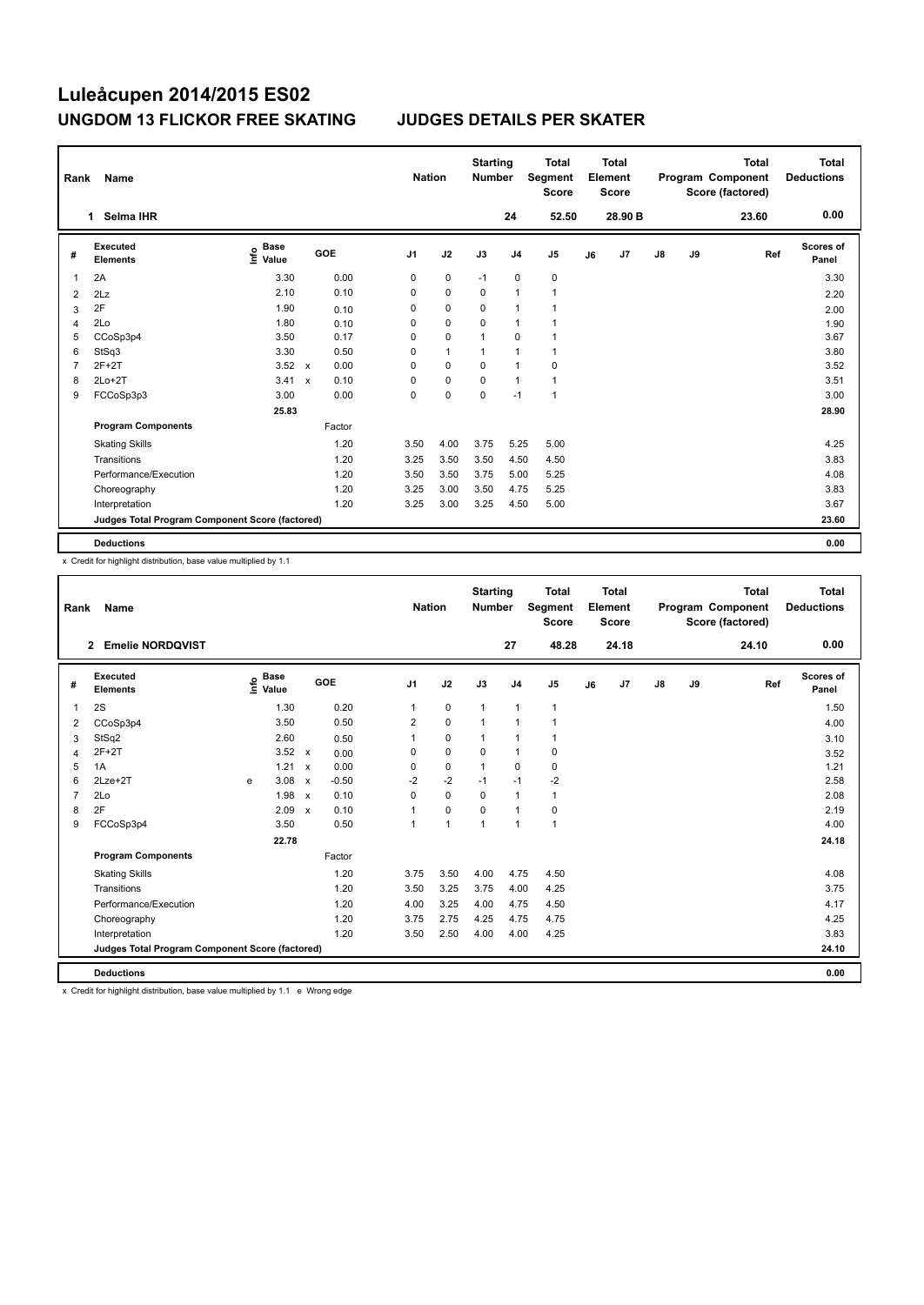# Luleåcupen 2014/2015 ES02

## UNGDOM 13 FLICKOR FREE SKATING JUDGES DETAILS PER SKATER

| Rank | Name | Nation | Starting Number | Total Segment Score | Total Element Score | Total Program Component Score (factored) | Total Deductions |
|---|---|---|---|---|---|---|---|
| 1 | Selma IHR | | 24 | 52.50 | 28.90 B | 23.60 | 0.00 |

| # | Executed Elements | Info | Base Value | | GOE | J1 | J2 | J3 | J4 | J5 | J6 | J7 | J8 | J9 | Ref | Scores of Panel |
|---|---|---|---|---|---|---|---|---|---|---|---|---|---|---|---|---|
| 1 | 2A | | 3.30 | | 0.00 | 0 | 0 | -1 | 0 | 0 | | | | | | 3.30 |
| 2 | 2Lz | | 2.10 | | 0.10 | 0 | 0 | 0 | 1 | 1 | | | | | | 2.20 |
| 3 | 2F | | 1.90 | | 0.10 | 0 | 0 | 0 | 1 | 1 | | | | | | 2.00 |
| 4 | 2Lo | | 1.80 | | 0.10 | 0 | 0 | 0 | 1 | 1 | | | | | | 1.90 |
| 5 | CCoSp3p4 | | 3.50 | | 0.17 | 0 | 0 | 1 | 0 | 1 | | | | | | 3.67 |
| 6 | StSq3 | | 3.30 | | 0.50 | 0 | 1 | 1 | 1 | 1 | | | | | | 3.80 |
| 7 | 2F+2T | | 3.52 | x | 0.00 | 0 | 0 | 0 | 1 | 0 | | | | | | 3.52 |
| 8 | 2Lo+2T | | 3.41 | x | 0.10 | 0 | 0 | 0 | 1 | 1 | | | | | | 3.51 |
| 9 | FCCoSp3p3 | | 3.00 | | 0.00 | 0 | 0 | 0 | -1 | 1 | | | | | | 3.00 |
| | | | 25.83 | | | | | | | | | | | | | 28.90 |
| | **Program Components** | | | | Factor | | | | | | | | | | | |
| | Skating Skills | | | | 1.20 | 3.50 | 4.00 | 3.75 | 5.25 | 5.00 | | | | | | 4.25 |
| | Transitions | | | | 1.20 | 3.25 | 3.50 | 3.50 | 4.50 | 4.50 | | | | | | 3.83 |
| | Performance/Execution | | | | 1.20 | 3.50 | 3.50 | 3.75 | 5.00 | 5.25 | | | | | | 4.08 |
| | Choreography | | | | 1.20 | 3.25 | 3.00 | 3.50 | 4.75 | 5.25 | | | | | | 3.83 |
| | Interpretation | | | | 1.20 | 3.25 | 3.00 | 3.25 | 4.50 | 5.00 | | | | | | 3.67 |
| | **Judges Total Program Component Score (factored)** | | | | | | | | | | | | | | | 23.60 |
| | **Deductions** | | | | | | | | | | | | | | | 0.00 |

x Credit for highlight distribution, base value multiplied by 1.1

| Rank | Name | Nation | Starting Number | Total Segment Score | Total Element Score | Total Program Component Score (factored) | Total Deductions |
|---|---|---|---|---|---|---|---|
| 2 | Emelie NORDQVIST | | 27 | 48.28 | 24.18 | 24.10 | 0.00 |

| # | Executed Elements | Info | Base Value | | GOE | J1 | J2 | J3 | J4 | J5 | J6 | J7 | J8 | J9 | Ref | Scores of Panel |
|---|---|---|---|---|---|---|---|---|---|---|---|---|---|---|---|---|
| 1 | 2S | | 1.30 | | 0.20 | 1 | 0 | 1 | 1 | 1 | | | | | | 1.50 |
| 2 | CCoSp3p4 | | 3.50 | | 0.50 | 2 | 0 | 1 | 1 | 1 | | | | | | 4.00 |
| 3 | StSq2 | | 2.60 | | 0.50 | 1 | 0 | 1 | 1 | 1 | | | | | | 3.10 |
| 4 | 2F+2T | | 3.52 | x | 0.00 | 0 | 0 | 0 | 1 | 0 | | | | | | 3.52 |
| 5 | 1A | | 1.21 | x | 0.00 | 0 | 0 | 1 | 0 | 0 | | | | | | 1.21 |
| 6 | 2Lze+2T | e | 3.08 | x | -0.50 | -2 | -2 | -1 | -1 | -2 | | | | | | 2.58 |
| 7 | 2Lo | | 1.98 | x | 0.10 | 0 | 0 | 0 | 1 | 1 | | | | | | 2.08 |
| 8 | 2F | | 2.09 | x | 0.10 | 1 | 0 | 0 | 1 | 0 | | | | | | 2.19 |
| 9 | FCCoSp3p4 | | 3.50 | | 0.50 | 1 | 1 | 1 | 1 | 1 | | | | | | 4.00 |
| | | | 22.78 | | | | | | | | | | | | | 24.18 |
| | **Program Components** | | | | Factor | | | | | | | | | | | |
| | Skating Skills | | | | 1.20 | 3.75 | 3.50 | 4.00 | 4.75 | 4.50 | | | | | | 4.08 |
| | Transitions | | | | 1.20 | 3.50 | 3.25 | 3.75 | 4.00 | 4.25 | | | | | | 3.75 |
| | Performance/Execution | | | | 1.20 | 4.00 | 3.25 | 4.00 | 4.75 | 4.50 | | | | | | 4.17 |
| | Choreography | | | | 1.20 | 3.75 | 2.75 | 4.25 | 4.75 | 4.75 | | | | | | 4.25 |
| | Interpretation | | | | 1.20 | 3.50 | 2.50 | 4.00 | 4.00 | 4.25 | | | | | | 3.83 |
| | **Judges Total Program Component Score (factored)** | | | | | | | | | | | | | | | 24.10 |
| | **Deductions** | | | | | | | | | | | | | | | 0.00 |

x Credit for highlight distribution, base value multiplied by 1.1 e Wrong edge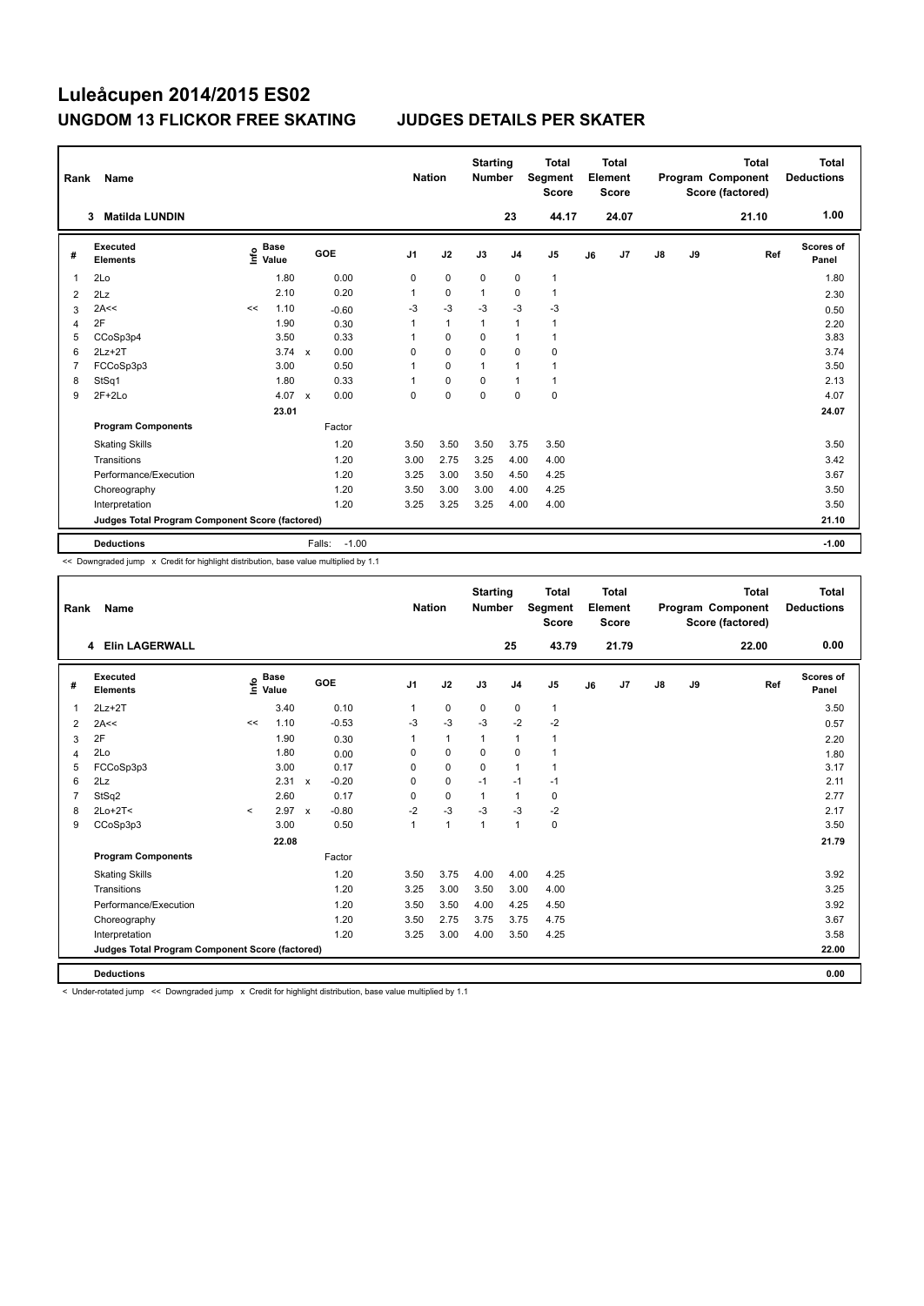# Luleåcupen 2014/2015 ES02

## UNGDOM 13 FLICKOR FREE SKATING

## JUDGES DETAILS PER SKATER

| Rank | Name | Nation | Starting Number | Total Segment Score | Total Element Score | Total Program Component Score (factored) | Total Deductions |
|---|---|---|---|---|---|---|---|
| 3 | Matilda LUNDIN | | 23 | 44.17 | 24.07 | 21.10 | 1.00 |

| # | Executed Elements | Info | Base Value | | GOE | J1 | J2 | J3 | J4 | J5 | J6 | J7 | J8 | J9 | Ref | Scores of Panel |
|---|---|---|---|---|---|---|---|---|---|---|---|---|---|---|---|---|
| 1 | 2Lo | | 1.80 | | 0.00 | 0 | 0 | 0 | 0 | 1 | | | | | | 1.80 |
| 2 | 2Lz | | 2.10 | | 0.20 | 1 | 0 | 1 | 0 | 1 | | | | | | 2.30 |
| 3 | 2A<< | << | 1.10 | | -0.60 | -3 | -3 | -3 | -3 | -3 | | | | | | 0.50 |
| 4 | 2F | | 1.90 | | 0.30 | 1 | 1 | 1 | 1 | 1 | | | | | | 2.20 |
| 5 | CCoSp3p4 | | 3.50 | | 0.33 | 1 | 0 | 0 | 1 | 1 | | | | | | 3.83 |
| 6 | 2Lz+2T | | 3.74 | x | 0.00 | 0 | 0 | 0 | 0 | 0 | | | | | | 3.74 |
| 7 | FCCoSp3p3 | | 3.00 | | 0.50 | 1 | 0 | 1 | 1 | 1 | | | | | | 3.50 |
| 8 | StSq1 | | 1.80 | | 0.33 | 1 | 0 | 0 | 1 | 1 | | | | | | 2.13 |
| 9 | 2F+2Lo | | 4.07 | x | 0.00 | 0 | 0 | 0 | 0 | 0 | | | | | | 4.07 |
| | | | 23.01 | | | | | | | | | | | | | 24.07 |
| | **Program Components** | | | | Factor | | | | | | | | | | | |
| | Skating Skills | | | | 1.20 | 3.50 | 3.50 | 3.50 | 3.75 | 3.50 | | | | | | 3.50 |
| | Transitions | | | | 1.20 | 3.00 | 2.75 | 3.25 | 4.00 | 4.00 | | | | | | 3.42 |
| | Performance/Execution | | | | 1.20 | 3.25 | 3.00 | 3.50 | 4.50 | 4.25 | | | | | | 3.67 |
| | Choreography | | | | 1.20 | 3.50 | 3.00 | 3.00 | 4.00 | 4.25 | | | | | | 3.50 |
| | Interpretation | | | | 1.20 | 3.25 | 3.25 | 3.25 | 4.00 | 4.00 | | | | | | 3.50 |
| | Judges Total Program Component Score (factored) | | | | | | | | | | | | | | | 21.10 |
| | **Deductions** | | | | Falls: -1.00 | | | | | | | | | | | -1.00 |

<< Downgraded jump x Credit for highlight distribution, base value multiplied by 1.1

| Rank | Name | Nation | Starting Number | Total Segment Score | Total Element Score | Total Program Component Score (factored) | Total Deductions |
|---|---|---|---|---|---|---|---|
| 4 | Elin LAGERWALL | | 25 | 43.79 | 21.79 | 22.00 | 0.00 |

| # | Executed Elements | Info | Base Value | | GOE | J1 | J2 | J3 | J4 | J5 | J6 | J7 | J8 | J9 | Ref | Scores of Panel |
|---|---|---|---|---|---|---|---|---|---|---|---|---|---|---|---|---|
| 1 | 2Lz+2T | | 3.40 | | 0.10 | 1 | 0 | 0 | 0 | 1 | | | | | | 3.50 |
| 2 | 2A<< | << | 1.10 | | -0.53 | -3 | -3 | -3 | -2 | -2 | | | | | | 0.57 |
| 3 | 2F | | 1.90 | | 0.30 | 1 | 1 | 1 | 1 | 1 | | | | | | 2.20 |
| 4 | 2Lo | | 1.80 | | 0.00 | 0 | 0 | 0 | 0 | 1 | | | | | | 1.80 |
| 5 | FCCoSp3p3 | | 3.00 | | 0.17 | 0 | 0 | 0 | 1 | 1 | | | | | | 3.17 |
| 6 | 2Lz | | 2.31 | x | -0.20 | 0 | 0 | -1 | -1 | -1 | | | | | | 2.11 |
| 7 | StSq2 | | 2.60 | | 0.17 | 0 | 0 | 1 | 1 | 0 | | | | | | 2.77 |
| 8 | 2Lo+2T< | < | 2.97 | x | -0.80 | -2 | -3 | -3 | -3 | -2 | | | | | | 2.17 |
| 9 | CCoSp3p3 | | 3.00 | | 0.50 | 1 | 1 | 1 | 1 | 0 | | | | | | 3.50 |
| | | | 22.08 | | | | | | | | | | | | | 21.79 |
| | **Program Components** | | | | Factor | | | | | | | | | | | |
| | Skating Skills | | | | 1.20 | 3.50 | 3.75 | 4.00 | 4.00 | 4.25 | | | | | | 3.92 |
| | Transitions | | | | 1.20 | 3.25 | 3.00 | 3.50 | 3.00 | 4.00 | | | | | | 3.25 |
| | Performance/Execution | | | | 1.20 | 3.50 | 3.50 | 4.00 | 4.25 | 4.50 | | | | | | 3.92 |
| | Choreography | | | | 1.20 | 3.50 | 2.75 | 3.75 | 3.75 | 4.75 | | | | | | 3.67 |
| | Interpretation | | | | 1.20 | 3.25 | 3.00 | 4.00 | 3.50 | 4.25 | | | | | | 3.58 |
| | Judges Total Program Component Score (factored) | | | | | | | | | | | | | | | 22.00 |
| | **Deductions** | | | | | | | | | | | | | | | 0.00 |

< Under-rotated jump << Downgraded jump x Credit for highlight distribution, base value multiplied by 1.1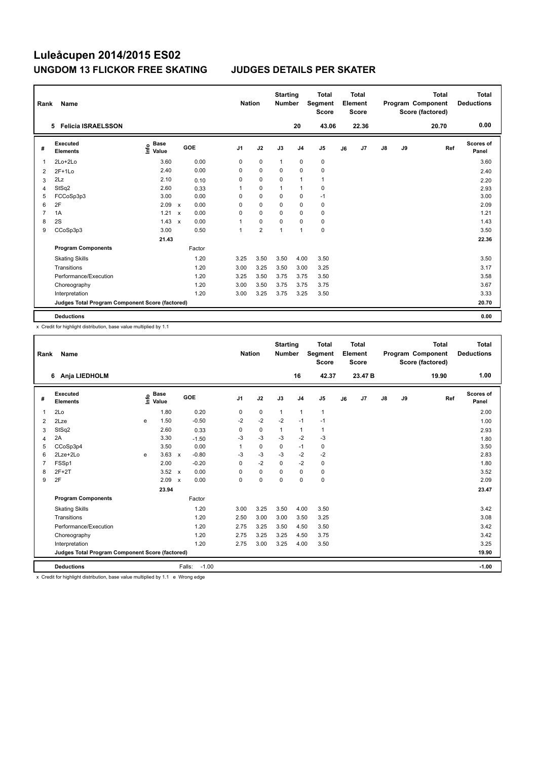# Luleåcupen 2014/2015 ES02

## UNGDOM 13 FLICKOR FREE SKATING JUDGES DETAILS PER SKATER

| Rank | Name | Nation | Starting Number | Total Segment Score | Total Element Score | Total Program Component Score (factored) | Total Deductions |
|---|---|---|---|---|---|---|---|
| 5 | Felicia ISRAELSSON | | 20 | 43.06 | 22.36 | 20.70 | 0.00 |

| # | Executed Elements | Info | Base Value | | GOE | J1 | J2 | J3 | J4 | J5 | J6 | J7 | J8 | J9 | Ref | Scores of Panel |
|---|---|---|---|---|---|---|---|---|---|---|---|---|---|---|---|---|
| 1 | 2Lo+2Lo | | 3.60 | | 0.00 | 0 | 0 | 1 | 0 | 0 | | | | | | 3.60 |
| 2 | 2F+1Lo | | 2.40 | | 0.00 | 0 | 0 | 0 | 0 | 0 | | | | | | 2.40 |
| 3 | 2Lz | | 2.10 | | 0.10 | 0 | 0 | 0 | 1 | 1 | | | | | | 2.20 |
| 4 | StSq2 | | 2.60 | | 0.33 | 1 | 0 | 1 | 1 | 0 | | | | | | 2.93 |
| 5 | FCCoSp3p3 | | 3.00 | | 0.00 | 0 | 0 | 0 | 0 | -1 | | | | | | 3.00 |
| 6 | 2F | | 2.09 | x | 0.00 | 0 | 0 | 0 | 0 | 0 | | | | | | 2.09 |
| 7 | 1A | | 1.21 | x | 0.00 | 0 | 0 | 0 | 0 | 0 | | | | | | 1.21 |
| 8 | 2S | | 1.43 | x | 0.00 | 1 | 0 | 0 | 0 | 0 | | | | | | 1.43 |
| 9 | CCoSp3p3 | | 3.00 | | 0.50 | 1 | 2 | 1 | 1 | 0 | | | | | | 3.50 |
| | | | 21.43 | | | | | | | | | | | | | 22.36 |
| | **Program Components** | | | | Factor | | | | | | | | | | | |
| | Skating Skills | | | | 1.20 | 3.25 | 3.50 | 3.50 | 4.00 | 3.50 | | | | | | 3.50 |
| | Transitions | | | | 1.20 | 3.00 | 3.25 | 3.50 | 3.00 | 3.25 | | | | | | 3.17 |
| | Performance/Execution | | | | 1.20 | 3.25 | 3.50 | 3.75 | 3.75 | 3.50 | | | | | | 3.58 |
| | Choreography | | | | 1.20 | 3.00 | 3.50 | 3.75 | 3.75 | 3.75 | | | | | | 3.67 |
| | Interpretation | | | | 1.20 | 3.00 | 3.25 | 3.75 | 3.25 | 3.50 | | | | | | 3.33 |
| | **Judges Total Program Component Score (factored)** | | | | | | | | | | | | | | | 20.70 |
| | **Deductions** | | | | | | | | | | | | | | | 0.00 |

x Credit for highlight distribution, base value multiplied by 1.1

| Rank | Name | Nation | Starting Number | Total Segment Score | Total Element Score | Total Program Component Score (factored) | Total Deductions |
|---|---|---|---|---|---|---|---|
| 6 | Anja LIEDHOLM | | 16 | 42.37 | 23.47 B | 19.90 | 1.00 |

| # | Executed Elements | Info | Base Value | | GOE | J1 | J2 | J3 | J4 | J5 | J6 | J7 | J8 | J9 | Ref | Scores of Panel |
|---|---|---|---|---|---|---|---|---|---|---|---|---|---|---|---|---|
| 1 | 2Lo | | 1.80 | | 0.20 | 0 | 0 | 1 | 1 | 1 | | | | | | 2.00 |
| 2 | 2Lze | e | 1.50 | | -0.50 | -2 | -2 | -2 | -1 | -1 | | | | | | 1.00 |
| 3 | StSq2 | | 2.60 | | 0.33 | 0 | 0 | 1 | 1 | 1 | | | | | | 2.93 |
| 4 | 2A | | 3.30 | | -1.50 | -3 | -3 | -3 | -2 | -3 | | | | | | 1.80 |
| 5 | CCoSp3p4 | | 3.50 | | 0.00 | 1 | 0 | 0 | -1 | 0 | | | | | | 3.50 |
| 6 | 2Lze+2Lo | e | 3.63 | x | -0.80 | -3 | -3 | -3 | -2 | -2 | | | | | | 2.83 |
| 7 | FSSp1 | | 2.00 | | -0.20 | 0 | -2 | 0 | -2 | 0 | | | | | | 1.80 |
| 8 | 2F+2T | | 3.52 | x | 0.00 | 0 | 0 | 0 | 0 | 0 | | | | | | 3.52 |
| 9 | 2F | | 2.09 | x | 0.00 | 0 | 0 | 0 | 0 | 0 | | | | | | 2.09 |
| | | | 23.94 | | | | | | | | | | | | | 23.47 |
| | **Program Components** | | | | Factor | | | | | | | | | | | |
| | Skating Skills | | | | 1.20 | 3.00 | 3.25 | 3.50 | 4.00 | 3.50 | | | | | | 3.42 |
| | Transitions | | | | 1.20 | 2.50 | 3.00 | 3.00 | 3.50 | 3.25 | | | | | | 3.08 |
| | Performance/Execution | | | | 1.20 | 2.75 | 3.25 | 3.50 | 4.50 | 3.50 | | | | | | 3.42 |
| | Choreography | | | | 1.20 | 2.75 | 3.25 | 3.25 | 4.50 | 3.75 | | | | | | 3.42 |
| | Interpretation | | | | 1.20 | 2.75 | 3.00 | 3.25 | 4.00 | 3.50 | | | | | | 3.25 |
| | **Judges Total Program Component Score (factored)** | | | | | | | | | | | | | | | 19.90 |
| | **Deductions** | | | | Falls: -1.00 | | | | | | | | | | | -1.00 |

x Credit for highlight distribution, base value multiplied by 1.1 e Wrong edge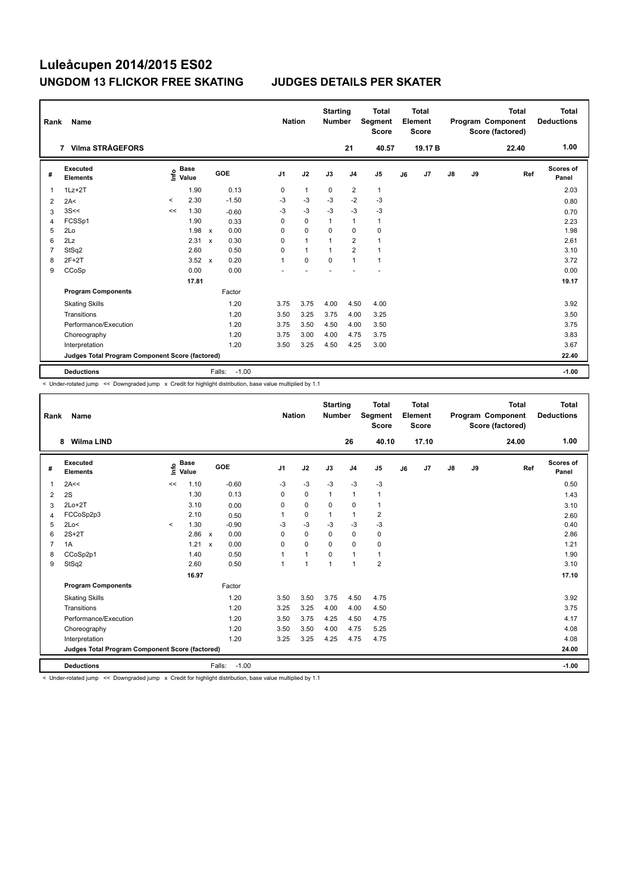# Luleåcupen 2014/2015 ES02

## UNGDOM 13 FLICKOR FREE SKATING JUDGES DETAILS PER SKATER

| Rank | Name | Nation | Starting Number | Total Segment Score | Total Element Score | Total Program Component Score (factored) | Total Deductions |
|---|---|---|---|---|---|---|---|
| 7 | Vilma STRÅGEFORS | | 21 | 40.57 | 19.17 B | 22.40 | 1.00 |

| # | Executed Elements | Info | Base Value | | GOE | J1 | J2 | J3 | J4 | J5 | J6 | J7 | J8 | J9 | Ref | Scores of Panel |
|---|---|---|---|---|---|---|---|---|---|---|---|---|---|---|---|---|
| 1 | 1Lz+2T | | 1.90 | | 0.13 | 0 | 1 | 0 | 2 | 1 | | | | | | 2.03 |
| 2 | 2A< | < | 2.30 | | -1.50 | -3 | -3 | -3 | -2 | -3 | | | | | | 0.80 |
| 3 | 3S<< | << | 1.30 | | -0.60 | -3 | -3 | -3 | -3 | -3 | | | | | | 0.70 |
| 4 | FCSSp1 | | 1.90 | | 0.33 | 0 | 0 | 1 | 1 | 1 | | | | | | 2.23 |
| 5 | 2Lo | | 1.98 | x | 0.00 | 0 | 0 | 0 | 0 | 0 | | | | | | 1.98 |
| 6 | 2Lz | | 2.31 | x | 0.30 | 0 | 1 | 1 | 2 | 1 | | | | | | 2.61 |
| 7 | StSq2 | | 2.60 | | 0.50 | 0 | 1 | 1 | 2 | 1 | | | | | | 3.10 |
| 8 | 2F+2T | | 3.52 | x | 0.20 | 1 | 0 | 0 | 1 | 1 | | | | | | 3.72 |
| 9 | CCoSp | | 0.00 | | 0.00 | - | - | - | - | - | | | | | | 0.00 |
| | | | 17.81 | | | | | | | | | | | | | 19.17 |
| | **Program Components** | | | | Factor | | | | | | | | | | | |
| | Skating Skills | | | | 1.20 | 3.75 | 3.75 | 4.00 | 4.50 | 4.00 | | | | | | 3.92 |
| | Transitions | | | | 1.20 | 3.50 | 3.25 | 3.75 | 4.00 | 3.25 | | | | | | 3.50 |
| | Performance/Execution | | | | 1.20 | 3.75 | 3.50 | 4.50 | 4.00 | 3.50 | | | | | | 3.75 |
| | Choreography | | | | 1.20 | 3.75 | 3.00 | 4.00 | 4.75 | 3.75 | | | | | | 3.83 |
| | Interpretation | | | | 1.20 | 3.50 | 3.25 | 4.50 | 4.25 | 3.00 | | | | | | 3.67 |
| | Judges Total Program Component Score (factored) | | | | | | | | | | | | | | | 22.40 |
| | **Deductions** | | | | Falls: -1.00 | | | | | | | | | | | -1.00 |

< Under-rotated jump << Downgraded jump x Credit for highlight distribution, base value multiplied by 1.1

| Rank | Name | Nation | Starting Number | Total Segment Score | Total Element Score | Total Program Component Score (factored) | Total Deductions |
|---|---|---|---|---|---|---|---|
| 8 | Wilma LIND | | 26 | 40.10 | 17.10 | 24.00 | 1.00 |

| # | Executed Elements | Info | Base Value | | GOE | J1 | J2 | J3 | J4 | J5 | J6 | J7 | J8 | J9 | Ref | Scores of Panel |
|---|---|---|---|---|---|---|---|---|---|---|---|---|---|---|---|---|
| 1 | 2A<< | << | 1.10 | | -0.60 | -3 | -3 | -3 | -3 | -3 | | | | | | 0.50 |
| 2 | 2S | | 1.30 | | 0.13 | 0 | 0 | 1 | 1 | 1 | | | | | | 1.43 |
| 3 | 2Lo+2T | | 3.10 | | 0.00 | 0 | 0 | 0 | 0 | 1 | | | | | | 3.10 |
| 4 | FCCoSp2p3 | | 2.10 | | 0.50 | 1 | 0 | 1 | 1 | 2 | | | | | | 2.60 |
| 5 | 2Lo< | < | 1.30 | | -0.90 | -3 | -3 | -3 | -3 | -3 | | | | | | 0.40 |
| 6 | 2S+2T | | 2.86 | x | 0.00 | 0 | 0 | 0 | 0 | 0 | | | | | | 2.86 |
| 7 | 1A | | 1.21 | x | 0.00 | 0 | 0 | 0 | 0 | 0 | | | | | | 1.21 |
| 8 | CCoSp2p1 | | 1.40 | | 0.50 | 1 | 1 | 0 | 1 | 1 | | | | | | 1.90 |
| 9 | StSq2 | | 2.60 | | 0.50 | 1 | 1 | 1 | 1 | 2 | | | | | | 3.10 |
| | | | 16.97 | | | | | | | | | | | | | 17.10 |
| | **Program Components** | | | | Factor | | | | | | | | | | | |
| | Skating Skills | | | | 1.20 | 3.50 | 3.50 | 3.75 | 4.50 | 4.75 | | | | | | 3.92 |
| | Transitions | | | | 1.20 | 3.25 | 3.25 | 4.00 | 4.00 | 4.50 | | | | | | 3.75 |
| | Performance/Execution | | | | 1.20 | 3.50 | 3.75 | 4.25 | 4.50 | 4.75 | | | | | | 4.17 |
| | Choreography | | | | 1.20 | 3.50 | 3.50 | 4.00 | 4.75 | 5.25 | | | | | | 4.08 |
| | Interpretation | | | | 1.20 | 3.25 | 3.25 | 4.25 | 4.75 | 4.75 | | | | | | 4.08 |
| | Judges Total Program Component Score (factored) | | | | | | | | | | | | | | | 24.00 |
| | **Deductions** | | | | Falls: -1.00 | | | | | | | | | | | -1.00 |

< Under-rotated jump << Downgraded jump x Credit for highlight distribution, base value multiplied by 1.1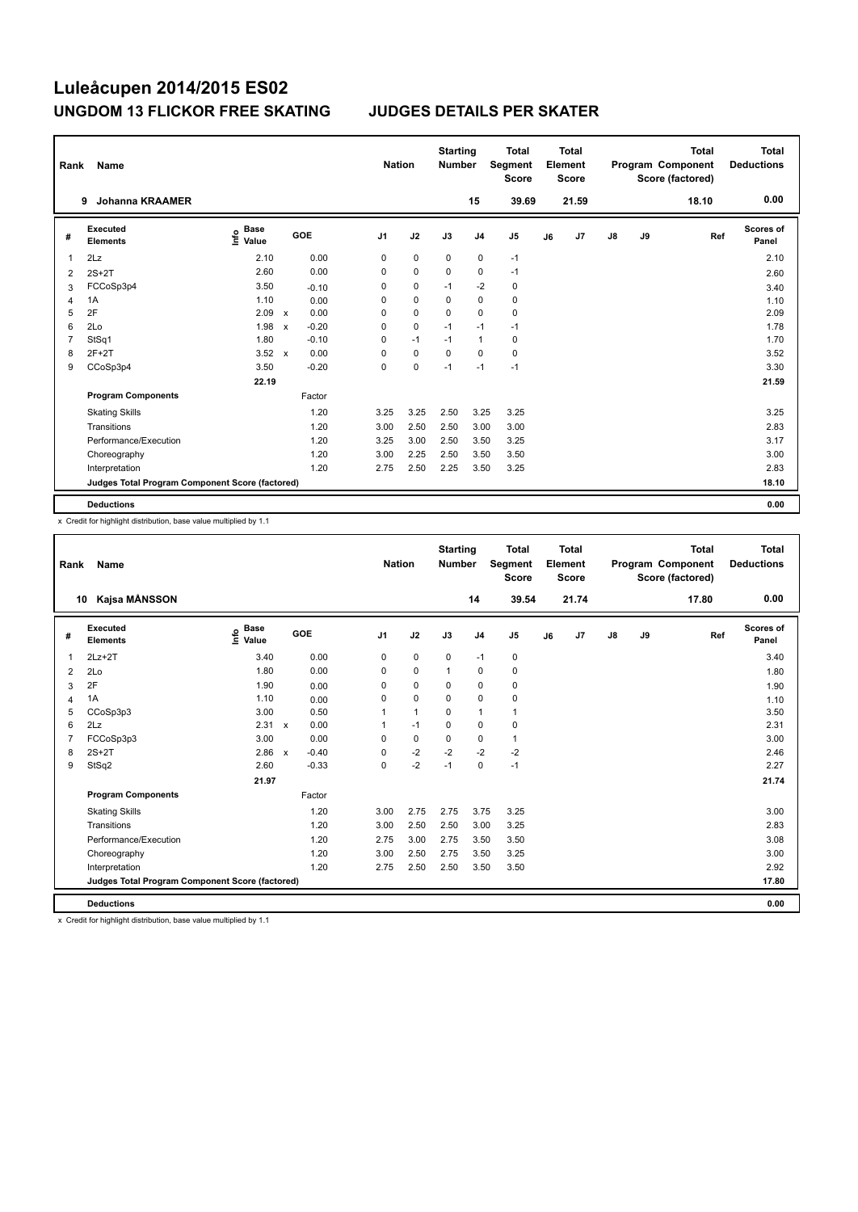# Luleåcupen 2014/2015 ES02

## UNGDOM 13 FLICKOR FREE SKATING JUDGES DETAILS PER SKATER

| Rank | Name | Nation | Starting Number | Total Segment Score | Total Element Score | Total Program Component Score (factored) | Total Deductions |
|---|---|---|---|---|---|---|---|
| 9 | Johanna KRAAMER | | 15 | 39.69 | 21.59 | 18.10 | 0.00 |

| # | Executed Elements | Info | Base Value | | GOE | J1 | J2 | J3 | J4 | J5 | J6 | J7 | J8 | J9 | Ref | Scores of Panel |
|---|---|---|---|---|---|---|---|---|---|---|---|---|---|---|---|---|
| 1 | 2Lz | | 2.10 | | 0.00 | 0 | 0 | 0 | 0 | -1 | | | | | | 2.10 |
| 2 | 2S+2T | | 2.60 | | 0.00 | 0 | 0 | 0 | 0 | -1 | | | | | | 2.60 |
| 3 | FCCoSp3p4 | | 3.50 | | -0.10 | 0 | 0 | -1 | -2 | 0 | | | | | | 3.40 |
| 4 | 1A | | 1.10 | | 0.00 | 0 | 0 | 0 | 0 | 0 | | | | | | 1.10 |
| 5 | 2F | | 2.09 | x | 0.00 | 0 | 0 | 0 | 0 | 0 | | | | | | 2.09 |
| 6 | 2Lo | | 1.98 | x | -0.20 | 0 | 0 | -1 | -1 | -1 | | | | | | 1.78 |
| 7 | StSq1 | | 1.80 | | -0.10 | 0 | -1 | -1 | 1 | 0 | | | | | | 1.70 |
| 8 | 2F+2T | | 3.52 | x | 0.00 | 0 | 0 | 0 | 0 | 0 | | | | | | 3.52 |
| 9 | CCoSp3p4 | | 3.50 | | -0.20 | 0 | 0 | -1 | -1 | -1 | | | | | | 3.30 |
| | | | 22.19 | | | | | | | | | | | | | 21.59 |
| | **Program Components** | | | | Factor | | | | | | | | | | | |
| | Skating Skills | | | | 1.20 | 3.25 | 3.25 | 2.50 | 3.25 | 3.25 | | | | | | 3.25 |
| | Transitions | | | | 1.20 | 3.00 | 2.50 | 2.50 | 3.00 | 3.00 | | | | | | 2.83 |
| | Performance/Execution | | | | 1.20 | 3.25 | 3.00 | 2.50 | 3.50 | 3.25 | | | | | | 3.17 |
| | Choreography | | | | 1.20 | 3.00 | 2.25 | 2.50 | 3.50 | 3.50 | | | | | | 3.00 |
| | Interpretation | | | | 1.20 | 2.75 | 2.50 | 2.25 | 3.50 | 3.25 | | | | | | 2.83 |
| | **Judges Total Program Component Score (factored)** | | | | | | | | | | | | | | | 18.10 |
| | **Deductions** | | | | | | | | | | | | | | | 0.00 |

x Credit for highlight distribution, base value multiplied by 1.1

| Rank | Name | Nation | Starting Number | Total Segment Score | Total Element Score | Total Program Component Score (factored) | Total Deductions |
|---|---|---|---|---|---|---|---|
| 10 | Kajsa MÅNSSON | | 14 | 39.54 | 21.74 | 17.80 | 0.00 |

| # | Executed Elements | Info | Base Value | | GOE | J1 | J2 | J3 | J4 | J5 | J6 | J7 | J8 | J9 | Ref | Scores of Panel |
|---|---|---|---|---|---|---|---|---|---|---|---|---|---|---|---|---|
| 1 | 2Lz+2T | | 3.40 | | 0.00 | 0 | 0 | 0 | -1 | 0 | | | | | | 3.40 |
| 2 | 2Lo | | 1.80 | | 0.00 | 0 | 0 | 1 | 0 | 0 | | | | | | 1.80 |
| 3 | 2F | | 1.90 | | 0.00 | 0 | 0 | 0 | 0 | 0 | | | | | | 1.90 |
| 4 | 1A | | 1.10 | | 0.00 | 0 | 0 | 0 | 0 | 0 | | | | | | 1.10 |
| 5 | CCoSp3p3 | | 3.00 | | 0.50 | 1 | 1 | 0 | 1 | 1 | | | | | | 3.50 |
| 6 | 2Lz | | 2.31 | x | 0.00 | 1 | -1 | 0 | 0 | 0 | | | | | | 2.31 |
| 7 | FCCoSp3p3 | | 3.00 | | 0.00 | 0 | 0 | 0 | 0 | 1 | | | | | | 3.00 |
| 8 | 2S+2T | | 2.86 | x | -0.40 | 0 | -2 | -2 | -2 | -2 | | | | | | 2.46 |
| 9 | StSq2 | | 2.60 | | -0.33 | 0 | -2 | -1 | 0 | -1 | | | | | | 2.27 |
| | | | 21.97 | | | | | | | | | | | | | 21.74 |
| | **Program Components** | | | | Factor | | | | | | | | | | | |
| | Skating Skills | | | | 1.20 | 3.00 | 2.75 | 2.75 | 3.75 | 3.25 | | | | | | 3.00 |
| | Transitions | | | | 1.20 | 3.00 | 2.50 | 2.50 | 3.00 | 3.25 | | | | | | 2.83 |
| | Performance/Execution | | | | 1.20 | 2.75 | 3.00 | 2.75 | 3.50 | 3.50 | | | | | | 3.08 |
| | Choreography | | | | 1.20 | 3.00 | 2.50 | 2.75 | 3.50 | 3.25 | | | | | | 3.00 |
| | Interpretation | | | | 1.20 | 2.75 | 2.50 | 2.50 | 3.50 | 3.50 | | | | | | 2.92 |
| | **Judges Total Program Component Score (factored)** | | | | | | | | | | | | | | | 17.80 |
| | **Deductions** | | | | | | | | | | | | | | | 0.00 |

x Credit for highlight distribution, base value multiplied by 1.1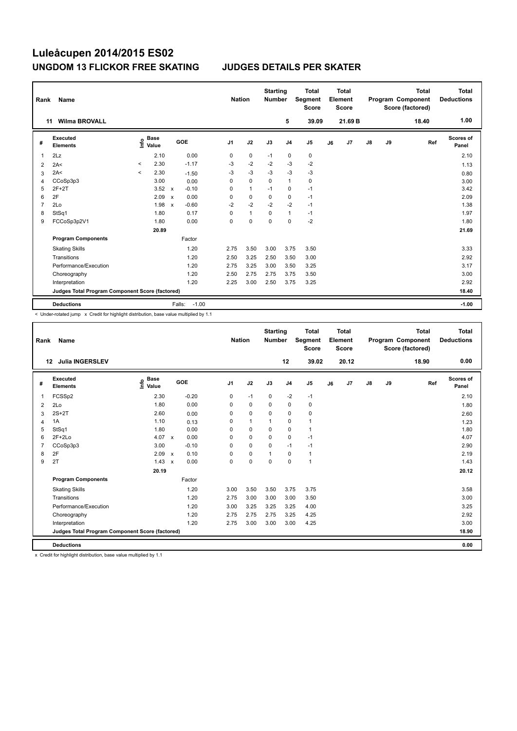# Luleåcupen 2014/2015 ES02

## UNGDOM 13 FLICKOR FREE SKATING JUDGES DETAILS PER SKATER

| Rank | Name | Nation | Starting Number | Total Segment Score | Total Element Score | Total Program Component Score (factored) | Total Deductions |
|---|---|---|---|---|---|---|---|
| 11 | Wilma BROVALL | | 5 | 39.09 | 21.69 B | 18.40 | 1.00 |

| # | Executed Elements | Info | Base Value | | GOE | J1 | J2 | J3 | J4 | J5 | J6 | J7 | J8 | J9 | Ref | Scores of Panel |
|---|---|---|---|---|---|---|---|---|---|---|---|---|---|---|---|---|
| 1 | 2Lz | | 2.10 | | 0.00 | 0 | 0 | -1 | 0 | 0 | | | | | | 2.10 |
| 2 | 2A< | < | 2.30 | | -1.17 | -3 | -2 | -2 | -3 | -2 | | | | | | 1.13 |
| 3 | 2A< | < | 2.30 | | -1.50 | -3 | -3 | -3 | -3 | -3 | | | | | | 0.80 |
| 4 | CCoSp3p3 | | 3.00 | | 0.00 | 0 | 0 | 0 | 1 | 0 | | | | | | 3.00 |
| 5 | 2F+2T | | 3.52 | x | -0.10 | 0 | 1 | -1 | 0 | -1 | | | | | | 3.42 |
| 6 | 2F | | 2.09 | x | 0.00 | 0 | 0 | 0 | 0 | -1 | | | | | | 2.09 |
| 7 | 2Lo | | 1.98 | x | -0.60 | -2 | -2 | -2 | -2 | -1 | | | | | | 1.38 |
| 8 | StSq1 | | 1.80 | | 0.17 | 0 | 1 | 0 | 1 | -1 | | | | | | 1.97 |
| 9 | FCCoSp3p2V1 | | 1.80 | | 0.00 | 0 | 0 | 0 | 0 | -2 | | | | | | 1.80 |
| | | | 20.89 | | | | | | | | | | | | | 21.69 |
| | **Program Components** | | | | Factor | | | | | | | | | | | |
| | Skating Skills | | | | 1.20 | 2.75 | 3.50 | 3.00 | 3.75 | 3.50 | | | | | | 3.33 |
| | Transitions | | | | 1.20 | 2.50 | 3.25 | 2.50 | 3.50 | 3.00 | | | | | | 2.92 |
| | Performance/Execution | | | | 1.20 | 2.75 | 3.25 | 3.00 | 3.50 | 3.25 | | | | | | 3.17 |
| | Choreography | | | | 1.20 | 2.50 | 2.75 | 2.75 | 3.75 | 3.50 | | | | | | 3.00 |
| | Interpretation | | | | 1.20 | 2.25 | 3.00 | 2.50 | 3.75 | 3.25 | | | | | | 2.92 |
| | **Judges Total Program Component Score (factored)** | | | | | | | | | | | | | | | 18.40 |
| | **Deductions** | | | | Falls: -1.00 | | | | | | | | | | | -1.00 |

< Under-rotated jump x Credit for highlight distribution, base value multiplied by 1.1

| Rank | Name | Nation | Starting Number | Total Segment Score | Total Element Score | Total Program Component Score (factored) | Total Deductions |
|---|---|---|---|---|---|---|---|
| 12 | Julia INGERSLEV | | 12 | 39.02 | 20.12 | 18.90 | 0.00 |

| # | Executed Elements | Info | Base Value | | GOE | J1 | J2 | J3 | J4 | J5 | J6 | J7 | J8 | J9 | Ref | Scores of Panel |
|---|---|---|---|---|---|---|---|---|---|---|---|---|---|---|---|---|
| 1 | FCSSp2 | | 2.30 | | -0.20 | 0 | -1 | 0 | -2 | -1 | | | | | | 2.10 |
| 2 | 2Lo | | 1.80 | | 0.00 | 0 | 0 | 0 | 0 | 0 | | | | | | 1.80 |
| 3 | 2S+2T | | 2.60 | | 0.00 | 0 | 0 | 0 | 0 | 0 | | | | | | 2.60 |
| 4 | 1A | | 1.10 | | 0.13 | 0 | 1 | 1 | 0 | 1 | | | | | | 1.23 |
| 5 | StSq1 | | 1.80 | | 0.00 | 0 | 0 | 0 | 0 | 1 | | | | | | 1.80 |
| 6 | 2F+2Lo | | 4.07 | x | 0.00 | 0 | 0 | 0 | 0 | -1 | | | | | | 4.07 |
| 7 | CCoSp3p3 | | 3.00 | | -0.10 | 0 | 0 | 0 | -1 | -1 | | | | | | 2.90 |
| 8 | 2F | | 2.09 | x | 0.10 | 0 | 0 | 1 | 0 | 1 | | | | | | 2.19 |
| 9 | 2T | | 1.43 | x | 0.00 | 0 | 0 | 0 | 0 | 1 | | | | | | 1.43 |
| | | | 20.19 | | | | | | | | | | | | | 20.12 |
| | **Program Components** | | | | Factor | | | | | | | | | | | |
| | Skating Skills | | | | 1.20 | 3.00 | 3.50 | 3.50 | 3.75 | 3.75 | | | | | | 3.58 |
| | Transitions | | | | 1.20 | 2.75 | 3.00 | 3.00 | 3.00 | 3.50 | | | | | | 3.00 |
| | Performance/Execution | | | | 1.20 | 3.00 | 3.25 | 3.25 | 3.25 | 4.00 | | | | | | 3.25 |
| | Choreography | | | | 1.20 | 2.75 | 2.75 | 2.75 | 3.25 | 4.25 | | | | | | 2.92 |
| | Interpretation | | | | 1.20 | 2.75 | 3.00 | 3.00 | 3.00 | 4.25 | | | | | | 3.00 |
| | **Judges Total Program Component Score (factored)** | | | | | | | | | | | | | | | 18.90 |
| | **Deductions** | | | | | | | | | | | | | | | 0.00 |

x Credit for highlight distribution, base value multiplied by 1.1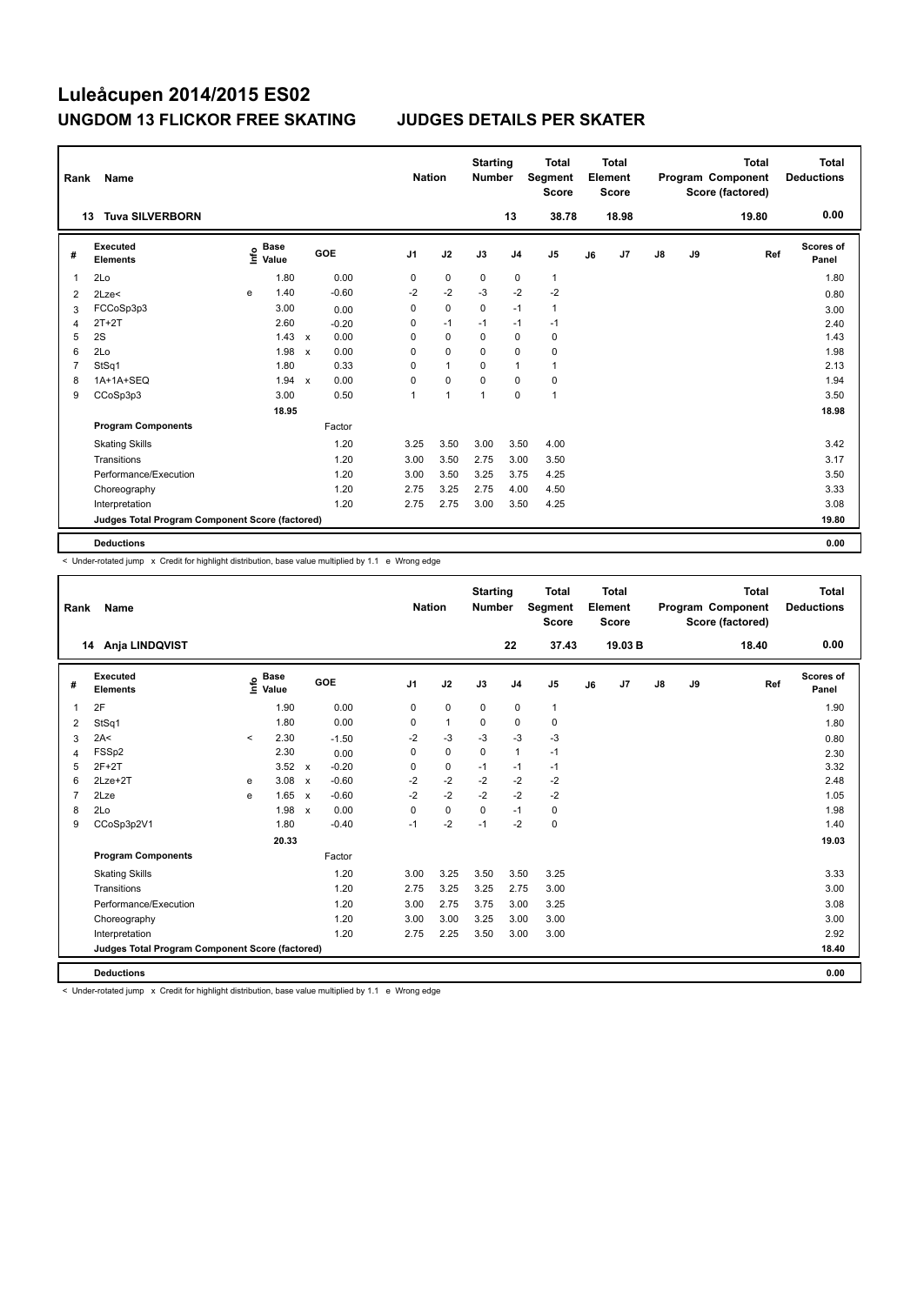# Luleåcupen 2014/2015 ES02

## UNGDOM 13 FLICKOR FREE SKATING — JUDGES DETAILS PER SKATER

| Rank | Name | Nation | Starting Number | Total Segment Score | Total Element Score | Total Program Component Score (factored) | Total Deductions |
|---|---|---|---|---|---|---|---|
| 13 | Tuva SILVERBORN | | 13 | 38.78 | 18.98 | 19.80 | 0.00 |

| # | Executed Elements | Info | Base Value | | GOE | J1 | J2 | J3 | J4 | J5 | J6 | J7 | J8 | J9 | Ref | Scores of Panel |
|---|---|---|---|---|---|---|---|---|---|---|---|---|---|---|---|---|
| 1 | 2Lo | | 1.80 | | 0.00 | 0 | 0 | 0 | 0 | 1 | | | | | | 1.80 |
| 2 | 2Lze< | e | 1.40 | | -0.60 | -2 | -2 | -3 | -2 | -2 | | | | | | 0.80 |
| 3 | FCCoSp3p3 | | 3.00 | | 0.00 | 0 | 0 | 0 | -1 | 1 | | | | | | 3.00 |
| 4 | 2T+2T | | 2.60 | | -0.20 | 0 | -1 | -1 | -1 | -1 | | | | | | 2.40 |
| 5 | 2S | | 1.43 | x | 0.00 | 0 | 0 | 0 | 0 | 0 | | | | | | 1.43 |
| 6 | 2Lo | | 1.98 | x | 0.00 | 0 | 0 | 0 | 0 | 0 | | | | | | 1.98 |
| 7 | StSq1 | | 1.80 | | 0.33 | 0 | 1 | 0 | 1 | 1 | | | | | | 2.13 |
| 8 | 1A+1A+SEQ | | 1.94 | x | 0.00 | 0 | 0 | 0 | 0 | 0 | | | | | | 1.94 |
| 9 | CCoSp3p3 | | 3.00 | | 0.50 | 1 | 1 | 1 | 0 | 1 | | | | | | 3.50 |
| | | | 18.95 | | | | | | | | | | | | | 18.98 |
| | **Program Components** | | | | Factor | | | | | | | | | | | |
| | Skating Skills | | | | 1.20 | 3.25 | 3.50 | 3.00 | 3.50 | 4.00 | | | | | | 3.42 |
| | Transitions | | | | 1.20 | 3.00 | 3.50 | 2.75 | 3.00 | 3.50 | | | | | | 3.17 |
| | Performance/Execution | | | | 1.20 | 3.00 | 3.50 | 3.25 | 3.75 | 4.25 | | | | | | 3.50 |
| | Choreography | | | | 1.20 | 2.75 | 3.25 | 2.75 | 4.00 | 4.50 | | | | | | 3.33 |
| | Interpretation | | | | 1.20 | 2.75 | 2.75 | 3.00 | 3.50 | 4.25 | | | | | | 3.08 |
| | **Judges Total Program Component Score (factored)** | | | | | | | | | | | | | | | 19.80 |
| | **Deductions** | | | | | | | | | | | | | | | 0.00 |

< Under-rotated jump x Credit for highlight distribution, base value multiplied by 1.1 e Wrong edge

| Rank | Name | Nation | Starting Number | Total Segment Score | Total Element Score | Total Program Component Score (factored) | Total Deductions |
|---|---|---|---|---|---|---|---|
| 14 | Anja LINDQVIST | | 22 | 37.43 | 19.03 B | 18.40 | 0.00 |

| # | Executed Elements | Info | Base Value | | GOE | J1 | J2 | J3 | J4 | J5 | J6 | J7 | J8 | J9 | Ref | Scores of Panel |
|---|---|---|---|---|---|---|---|---|---|---|---|---|---|---|---|---|
| 1 | 2F | | 1.90 | | 0.00 | 0 | 0 | 0 | 0 | 1 | | | | | | 1.90 |
| 2 | StSq1 | | 1.80 | | 0.00 | 0 | 1 | 0 | 0 | 0 | | | | | | 1.80 |
| 3 | 2A< | < | 2.30 | | -1.50 | -2 | -3 | -3 | -3 | -3 | | | | | | 0.80 |
| 4 | FSSp2 | | 2.30 | | 0.00 | 0 | 0 | 0 | 1 | -1 | | | | | | 2.30 |
| 5 | 2F+2T | | 3.52 | x | -0.20 | 0 | 0 | -1 | -1 | -1 | | | | | | 3.32 |
| 6 | 2Lze+2T | e | 3.08 | x | -0.60 | -2 | -2 | -2 | -2 | -2 | | | | | | 2.48 |
| 7 | 2Lze | e | 1.65 | x | -0.60 | -2 | -2 | -2 | -2 | -2 | | | | | | 1.05 |
| 8 | 2Lo | | 1.98 | x | 0.00 | 0 | 0 | 0 | -1 | 0 | | | | | | 1.98 |
| 9 | CCoSp3p2V1 | | 1.80 | | -0.40 | -1 | -2 | -1 | -2 | 0 | | | | | | 1.40 |
| | | | 20.33 | | | | | | | | | | | | | 19.03 |
| | **Program Components** | | | | Factor | | | | | | | | | | | |
| | Skating Skills | | | | 1.20 | 3.00 | 3.25 | 3.50 | 3.50 | 3.25 | | | | | | 3.33 |
| | Transitions | | | | 1.20 | 2.75 | 3.25 | 3.25 | 2.75 | 3.00 | | | | | | 3.00 |
| | Performance/Execution | | | | 1.20 | 3.00 | 2.75 | 3.75 | 3.00 | 3.25 | | | | | | 3.08 |
| | Choreography | | | | 1.20 | 3.00 | 3.00 | 3.25 | 3.00 | 3.00 | | | | | | 3.00 |
| | Interpretation | | | | 1.20 | 2.75 | 2.25 | 3.50 | 3.00 | 3.00 | | | | | | 2.92 |
| | **Judges Total Program Component Score (factored)** | | | | | | | | | | | | | | | 18.40 |
| | **Deductions** | | | | | | | | | | | | | | | 0.00 |

< Under-rotated jump x Credit for highlight distribution, base value multiplied by 1.1 e Wrong edge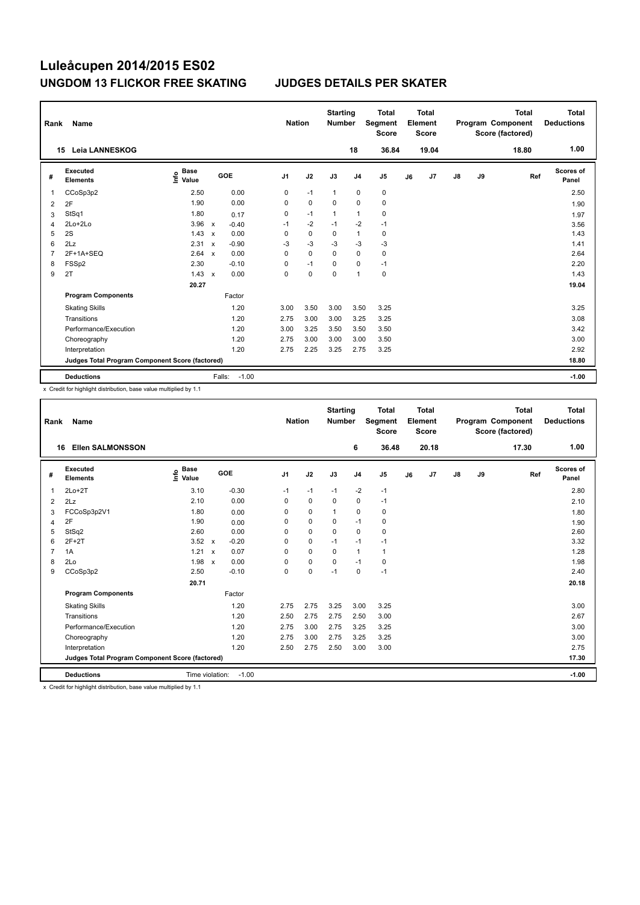# Luleåcupen 2014/2015 ES02

## UNGDOM 13 FLICKOR FREE SKATING JUDGES DETAILS PER SKATER

| Rank | Name | Nation | Starting Number | Total Segment Score | Total Element Score | Total Program Component Score (factored) | Total Deductions |
|---|---|---|---|---|---|---|---|
| 15 | Leia LANNESKOG | | 18 | 36.84 | 19.04 | 18.80 | 1.00 |

| # | Executed Elements | Info | Base Value | | GOE | J1 | J2 | J3 | J4 | J5 | J6 | J7 | J8 | J9 | Ref | Scores of Panel |
|---|---|---|---|---|---|---|---|---|---|---|---|---|---|---|---|---|
| 1 | CCoSp3p2 | | 2.50 | | 0.00 | 0 | -1 | 1 | 0 | 0 | | | | | | 2.50 |
| 2 | 2F | | 1.90 | | 0.00 | 0 | 0 | 0 | 0 | 0 | | | | | | 1.90 |
| 3 | StSq1 | | 1.80 | | 0.17 | 0 | -1 | 1 | 1 | 0 | | | | | | 1.97 |
| 4 | 2Lo+2Lo | | 3.96 | x | -0.40 | -1 | -2 | -1 | -2 | -1 | | | | | | 3.56 |
| 5 | 2S | | 1.43 | x | 0.00 | 0 | 0 | 0 | 1 | 0 | | | | | | 1.43 |
| 6 | 2Lz | | 2.31 | x | -0.90 | -3 | -3 | -3 | -3 | -3 | | | | | | 1.41 |
| 7 | 2F+1A+SEQ | | 2.64 | x | 0.00 | 0 | 0 | 0 | 0 | 0 | | | | | | 2.64 |
| 8 | FSSp2 | | 2.30 | | -0.10 | 0 | -1 | 0 | 0 | -1 | | | | | | 2.20 |
| 9 | 2T | | 1.43 | x | 0.00 | 0 | 0 | 0 | 1 | 0 | | | | | | 1.43 |
| | | | 20.27 | | | | | | | | | | | | | 19.04 |
| | **Program Components** | | | | Factor | | | | | | | | | | | |
| | Skating Skills | | | | 1.20 | 3.00 | 3.50 | 3.00 | 3.50 | 3.25 | | | | | | 3.25 |
| | Transitions | | | | 1.20 | 2.75 | 3.00 | 3.00 | 3.25 | 3.25 | | | | | | 3.08 |
| | Performance/Execution | | | | 1.20 | 3.00 | 3.25 | 3.50 | 3.50 | 3.50 | | | | | | 3.42 |
| | Choreography | | | | 1.20 | 2.75 | 3.00 | 3.00 | 3.00 | 3.50 | | | | | | 3.00 |
| | Interpretation | | | | 1.20 | 2.75 | 2.25 | 3.25 | 2.75 | 3.25 | | | | | | 2.92 |
| | Judges Total Program Component Score (factored) | | | | | | | | | | | | | | | 18.80 |
| | **Deductions** | | | Falls: | -1.00 | | | | | | | | | | | -1.00 |

x Credit for highlight distribution, base value multiplied by 1.1

| Rank | Name | Nation | Starting Number | Total Segment Score | Total Element Score | Total Program Component Score (factored) | Total Deductions |
|---|---|---|---|---|---|---|---|
| 16 | Ellen SALMONSSON | | 6 | 36.48 | 20.18 | 17.30 | 1.00 |

| # | Executed Elements | Info | Base Value | | GOE | J1 | J2 | J3 | J4 | J5 | J6 | J7 | J8 | J9 | Ref | Scores of Panel |
|---|---|---|---|---|---|---|---|---|---|---|---|---|---|---|---|---|
| 1 | 2Lo+2T | | 3.10 | | -0.30 | -1 | -1 | -1 | -2 | -1 | | | | | | 2.80 |
| 2 | 2Lz | | 2.10 | | 0.00 | 0 | 0 | 0 | 0 | -1 | | | | | | 2.10 |
| 3 | FCCoSp3p2V1 | | 1.80 | | 0.00 | 0 | 0 | 1 | 0 | 0 | | | | | | 1.80 |
| 4 | 2F | | 1.90 | | 0.00 | 0 | 0 | 0 | -1 | 0 | | | | | | 1.90 |
| 5 | StSq2 | | 2.60 | | 0.00 | 0 | 0 | 0 | 0 | 0 | | | | | | 2.60 |
| 6 | 2F+2T | | 3.52 | x | -0.20 | 0 | 0 | -1 | -1 | -1 | | | | | | 3.32 |
| 7 | 1A | | 1.21 | x | 0.07 | 0 | 0 | 0 | 1 | 1 | | | | | | 1.28 |
| 8 | 2Lo | | 1.98 | x | 0.00 | 0 | 0 | 0 | -1 | 0 | | | | | | 1.98 |
| 9 | CCoSp3p2 | | 2.50 | | -0.10 | 0 | 0 | -1 | 0 | -1 | | | | | | 2.40 |
| | | | 20.71 | | | | | | | | | | | | | 20.18 |
| | **Program Components** | | | | Factor | | | | | | | | | | | |
| | Skating Skills | | | | 1.20 | 2.75 | 2.75 | 3.25 | 3.00 | 3.25 | | | | | | 3.00 |
| | Transitions | | | | 1.20 | 2.50 | 2.75 | 2.75 | 2.50 | 3.00 | | | | | | 2.67 |
| | Performance/Execution | | | | 1.20 | 2.75 | 3.00 | 2.75 | 3.25 | 3.25 | | | | | | 3.00 |
| | Choreography | | | | 1.20 | 2.75 | 3.00 | 2.75 | 3.25 | 3.25 | | | | | | 3.00 |
| | Interpretation | | | | 1.20 | 2.50 | 2.75 | 2.50 | 3.00 | 3.00 | | | | | | 2.75 |
| | Judges Total Program Component Score (factored) | | | | | | | | | | | | | | | 17.30 |
| | **Deductions** | | | Time violation: | -1.00 | | | | | | | | | | | -1.00 |

x Credit for highlight distribution, base value multiplied by 1.1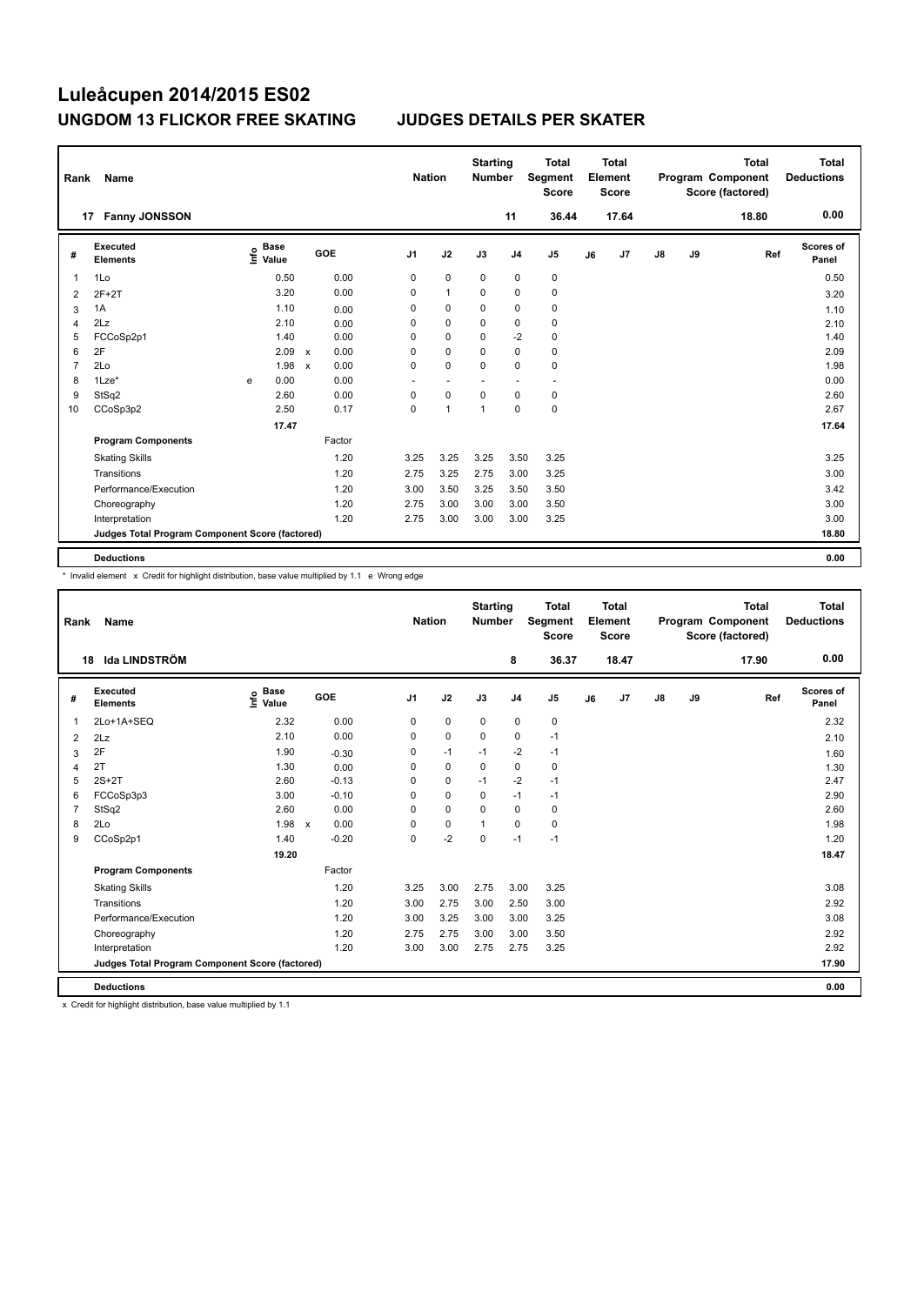# Luleåcupen 2014/2015 ES02

## UNGDOM 13 FLICKOR FREE SKATING — JUDGES DETAILS PER SKATER

| Rank | Name | Nation | Starting Number | Total Segment Score | Total Element Score | Total Program Component Score (factored) | Total Deductions |
|---|---|---|---|---|---|---|---|
| 17 | Fanny JONSSON | | 11 | 36.44 | 17.64 | 18.80 | 0.00 |

| # | Executed Elements | Info | Base Value | | GOE | J1 | J2 | J3 | J4 | J5 | J6 | J7 | J8 | J9 | Ref | Scores of Panel |
|---|---|---|---|---|---|---|---|---|---|---|---|---|---|---|---|---|
| 1 | 1Lo | | 0.50 | | 0.00 | 0 | 0 | 0 | 0 | 0 | | | | | | 0.50 |
| 2 | 2F+2T | | 3.20 | | 0.00 | 0 | 1 | 0 | 0 | 0 | | | | | | 3.20 |
| 3 | 1A | | 1.10 | | 0.00 | 0 | 0 | 0 | 0 | 0 | | | | | | 1.10 |
| 4 | 2Lz | | 2.10 | | 0.00 | 0 | 0 | 0 | 0 | 0 | | | | | | 2.10 |
| 5 | FCCoSp2p1 | | 1.40 | | 0.00 | 0 | 0 | 0 | -2 | 0 | | | | | | 1.40 |
| 6 | 2F | | 2.09 | x | 0.00 | 0 | 0 | 0 | 0 | 0 | | | | | | 2.09 |
| 7 | 2Lo | | 1.98 | x | 0.00 | 0 | 0 | 0 | 0 | 0 | | | | | | 1.98 |
| 8 | 1Lze* | e | 0.00 | | 0.00 | - | - | - | - | - | | | | | | 0.00 |
| 9 | StSq2 | | 2.60 | | 0.00 | 0 | 0 | 0 | 0 | 0 | | | | | | 2.60 |
| 10 | CCoSp3p2 | | 2.50 | | 0.17 | 0 | 1 | 1 | 0 | 0 | | | | | | 2.67 |
| | | | 17.47 | | | | | | | | | | | | | 17.64 |
| | **Program Components** | | | | Factor | | | | | | | | | | | |
| | Skating Skills | | | | 1.20 | 3.25 | 3.25 | 3.25 | 3.50 | 3.25 | | | | | | 3.25 |
| | Transitions | | | | 1.20 | 2.75 | 3.25 | 2.75 | 3.00 | 3.25 | | | | | | 3.00 |
| | Performance/Execution | | | | 1.20 | 3.00 | 3.50 | 3.25 | 3.50 | 3.50 | | | | | | 3.42 |
| | Choreography | | | | 1.20 | 2.75 | 3.00 | 3.00 | 3.00 | 3.50 | | | | | | 3.00 |
| | Interpretation | | | | 1.20 | 2.75 | 3.00 | 3.00 | 3.00 | 3.25 | | | | | | 3.00 |
| | **Judges Total Program Component Score (factored)** | | | | | | | | | | | | | | | 18.80 |
| | **Deductions** | | | | | | | | | | | | | | | 0.00 |

\* Invalid element x Credit for highlight distribution, base value multiplied by 1.1 e Wrong edge

| Rank | Name | Nation | Starting Number | Total Segment Score | Total Element Score | Total Program Component Score (factored) | Total Deductions |
|---|---|---|---|---|---|---|---|
| 18 | Ida LINDSTRÖM | | 8 | 36.37 | 18.47 | 17.90 | 0.00 |

| # | Executed Elements | Info | Base Value | | GOE | J1 | J2 | J3 | J4 | J5 | J6 | J7 | J8 | J9 | Ref | Scores of Panel |
|---|---|---|---|---|---|---|---|---|---|---|---|---|---|---|---|---|
| 1 | 2Lo+1A+SEQ | | 2.32 | | 0.00 | 0 | 0 | 0 | 0 | 0 | | | | | | 2.32 |
| 2 | 2Lz | | 2.10 | | 0.00 | 0 | 0 | 0 | 0 | -1 | | | | | | 2.10 |
| 3 | 2F | | 1.90 | | -0.30 | 0 | -1 | -1 | -2 | -1 | | | | | | 1.60 |
| 4 | 2T | | 1.30 | | 0.00 | 0 | 0 | 0 | 0 | 0 | | | | | | 1.30 |
| 5 | 2S+2T | | 2.60 | | -0.13 | 0 | 0 | -1 | -2 | -1 | | | | | | 2.47 |
| 6 | FCCoSp3p3 | | 3.00 | | -0.10 | 0 | 0 | 0 | -1 | -1 | | | | | | 2.90 |
| 7 | StSq2 | | 2.60 | | 0.00 | 0 | 0 | 0 | 0 | 0 | | | | | | 2.60 |
| 8 | 2Lo | | 1.98 | x | 0.00 | 0 | 0 | 1 | 0 | 0 | | | | | | 1.98 |
| 9 | CCoSp2p1 | | 1.40 | | -0.20 | 0 | -2 | 0 | -1 | -1 | | | | | | 1.20 |
| | | | 19.20 | | | | | | | | | | | | | 18.47 |
| | **Program Components** | | | | Factor | | | | | | | | | | | |
| | Skating Skills | | | | 1.20 | 3.25 | 3.00 | 2.75 | 3.00 | 3.25 | | | | | | 3.08 |
| | Transitions | | | | 1.20 | 3.00 | 2.75 | 3.00 | 2.50 | 3.00 | | | | | | 2.92 |
| | Performance/Execution | | | | 1.20 | 3.00 | 3.25 | 3.00 | 3.00 | 3.25 | | | | | | 3.08 |
| | Choreography | | | | 1.20 | 2.75 | 2.75 | 3.00 | 3.00 | 3.50 | | | | | | 2.92 |
| | Interpretation | | | | 1.20 | 3.00 | 3.00 | 2.75 | 2.75 | 3.25 | | | | | | 2.92 |
| | **Judges Total Program Component Score (factored)** | | | | | | | | | | | | | | | 17.90 |
| | **Deductions** | | | | | | | | | | | | | | | 0.00 |

x Credit for highlight distribution, base value multiplied by 1.1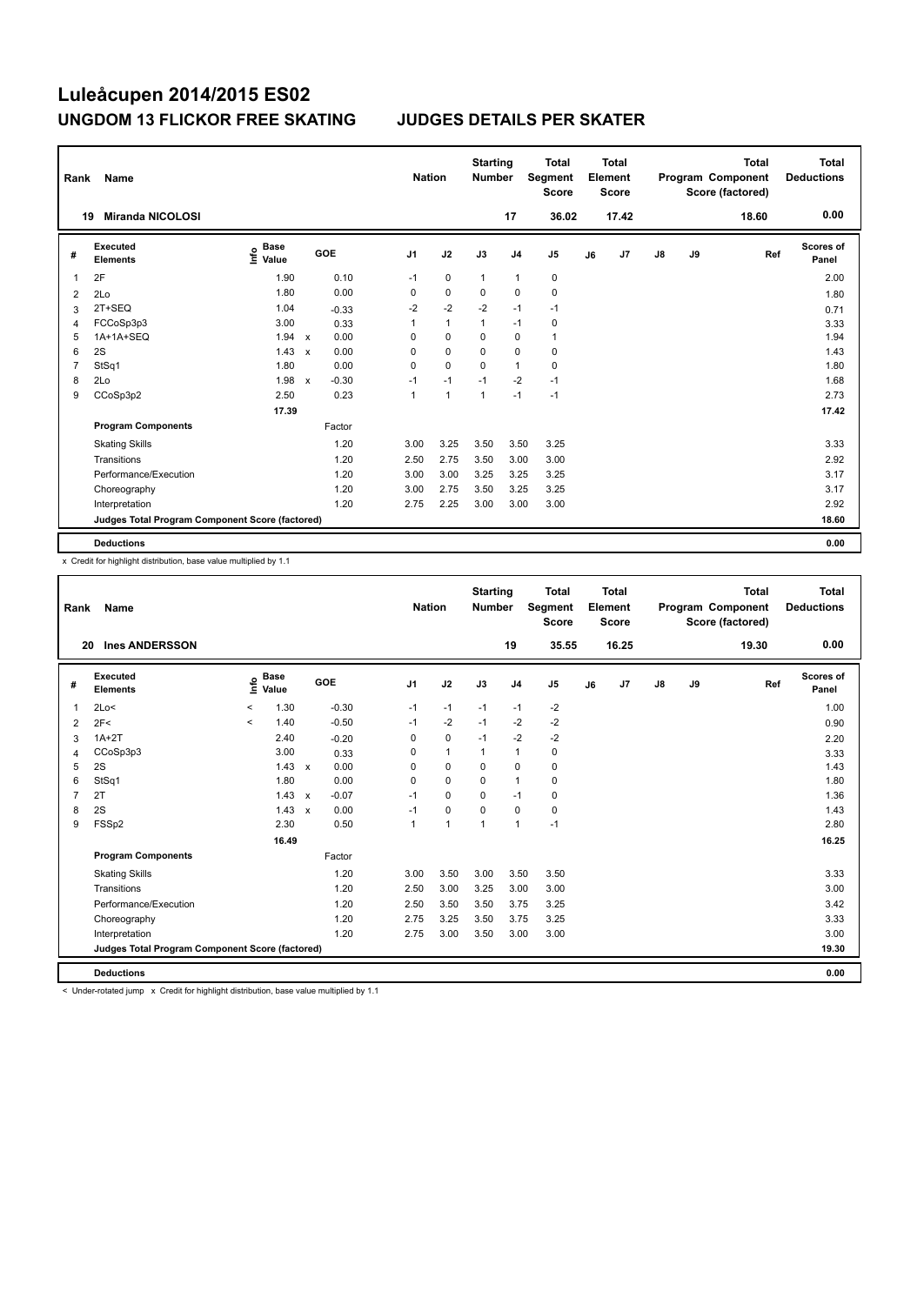# Luleåcupen 2014/2015 ES02

## UNGDOM 13 FLICKOR FREE SKATING — JUDGES DETAILS PER SKATER

| Rank | Name | Nation | Starting Number | Total Segment Score | Total Element Score | Total Program Component Score (factored) | Total Deductions |
|---|---|---|---|---|---|---|---|
| 19 | Miranda NICOLOSI | | 17 | 36.02 | 17.42 | 18.60 | 0.00 |

| # | Executed Elements | Info | Base Value | | GOE | J1 | J2 | J3 | J4 | J5 | J6 | J7 | J8 | J9 | Ref | Scores of Panel |
|---|---|---|---|---|---|---|---|---|---|---|---|---|---|---|---|---|
| 1 | 2F | | 1.90 | | 0.10 | -1 | 0 | 1 | 1 | 0 | | | | | | 2.00 |
| 2 | 2Lo | | 1.80 | | 0.00 | 0 | 0 | 0 | 0 | 0 | | | | | | 1.80 |
| 3 | 2T+SEQ | | 1.04 | | -0.33 | -2 | -2 | -2 | -1 | -1 | | | | | | 0.71 |
| 4 | FCCoSp3p3 | | 3.00 | | 0.33 | 1 | 1 | 1 | -1 | 0 | | | | | | 3.33 |
| 5 | 1A+1A+SEQ | | 1.94 | x | 0.00 | 0 | 0 | 0 | 0 | 1 | | | | | | 1.94 |
| 6 | 2S | | 1.43 | x | 0.00 | 0 | 0 | 0 | 0 | 0 | | | | | | 1.43 |
| 7 | StSq1 | | 1.80 | | 0.00 | 0 | 0 | 0 | 1 | 0 | | | | | | 1.80 |
| 8 | 2Lo | | 1.98 | x | -0.30 | -1 | -1 | -1 | -2 | -1 | | | | | | 1.68 |
| 9 | CCoSp3p2 | | 2.50 | | 0.23 | 1 | 1 | 1 | -1 | -1 | | | | | | 2.73 |
| | | | 17.39 | | | | | | | | | | | | | 17.42 |
| | **Program Components** | | | | Factor | | | | | | | | | | | |
| | Skating Skills | | | | 1.20 | 3.00 | 3.25 | 3.50 | 3.50 | 3.25 | | | | | | 3.33 |
| | Transitions | | | | 1.20 | 2.50 | 2.75 | 3.50 | 3.00 | 3.00 | | | | | | 2.92 |
| | Performance/Execution | | | | 1.20 | 3.00 | 3.00 | 3.25 | 3.25 | 3.25 | | | | | | 3.17 |
| | Choreography | | | | 1.20 | 3.00 | 2.75 | 3.50 | 3.25 | 3.25 | | | | | | 3.17 |
| | Interpretation | | | | 1.20 | 2.75 | 2.25 | 3.00 | 3.00 | 3.00 | | | | | | 2.92 |
| | **Judges Total Program Component Score (factored)** | | | | | | | | | | | | | | | 18.60 |
| | **Deductions** | | | | | | | | | | | | | | | 0.00 |

x Credit for highlight distribution, base value multiplied by 1.1

| Rank | Name | Nation | Starting Number | Total Segment Score | Total Element Score | Total Program Component Score (factored) | Total Deductions |
|---|---|---|---|---|---|---|---|
| 20 | Ines ANDERSSON | | 19 | 35.55 | 16.25 | 19.30 | 0.00 |

| # | Executed Elements | Info | Base Value | | GOE | J1 | J2 | J3 | J4 | J5 | J6 | J7 | J8 | J9 | Ref | Scores of Panel |
|---|---|---|---|---|---|---|---|---|---|---|---|---|---|---|---|---|
| 1 | 2Lo< | < | 1.30 | | -0.30 | -1 | -1 | -1 | -1 | -2 | | | | | | 1.00 |
| 2 | 2F< | < | 1.40 | | -0.50 | -1 | -2 | -1 | -2 | -2 | | | | | | 0.90 |
| 3 | 1A+2T | | 2.40 | | -0.20 | 0 | 0 | -1 | -2 | -2 | | | | | | 2.20 |
| 4 | CCoSp3p3 | | 3.00 | | 0.33 | 0 | 1 | 1 | 1 | 0 | | | | | | 3.33 |
| 5 | 2S | | 1.43 | x | 0.00 | 0 | 0 | 0 | 0 | 0 | | | | | | 1.43 |
| 6 | StSq1 | | 1.80 | | 0.00 | 0 | 0 | 0 | 1 | 0 | | | | | | 1.80 |
| 7 | 2T | | 1.43 | x | -0.07 | -1 | 0 | 0 | -1 | 0 | | | | | | 1.36 |
| 8 | 2S | | 1.43 | x | 0.00 | -1 | 0 | 0 | 0 | 0 | | | | | | 1.43 |
| 9 | FSSp2 | | 2.30 | | 0.50 | 1 | 1 | 1 | 1 | -1 | | | | | | 2.80 |
| | | | 16.49 | | | | | | | | | | | | | 16.25 |
| | **Program Components** | | | | Factor | | | | | | | | | | | |
| | Skating Skills | | | | 1.20 | 3.00 | 3.50 | 3.00 | 3.50 | 3.50 | | | | | | 3.33 |
| | Transitions | | | | 1.20 | 2.50 | 3.00 | 3.25 | 3.00 | 3.00 | | | | | | 3.00 |
| | Performance/Execution | | | | 1.20 | 2.50 | 3.50 | 3.50 | 3.75 | 3.25 | | | | | | 3.42 |
| | Choreography | | | | 1.20 | 2.75 | 3.25 | 3.50 | 3.75 | 3.25 | | | | | | 3.33 |
| | Interpretation | | | | 1.20 | 2.75 | 3.00 | 3.50 | 3.00 | 3.00 | | | | | | 3.00 |
| | **Judges Total Program Component Score (factored)** | | | | | | | | | | | | | | | 19.30 |
| | **Deductions** | | | | | | | | | | | | | | | 0.00 |

< Under-rotated jump x Credit for highlight distribution, base value multiplied by 1.1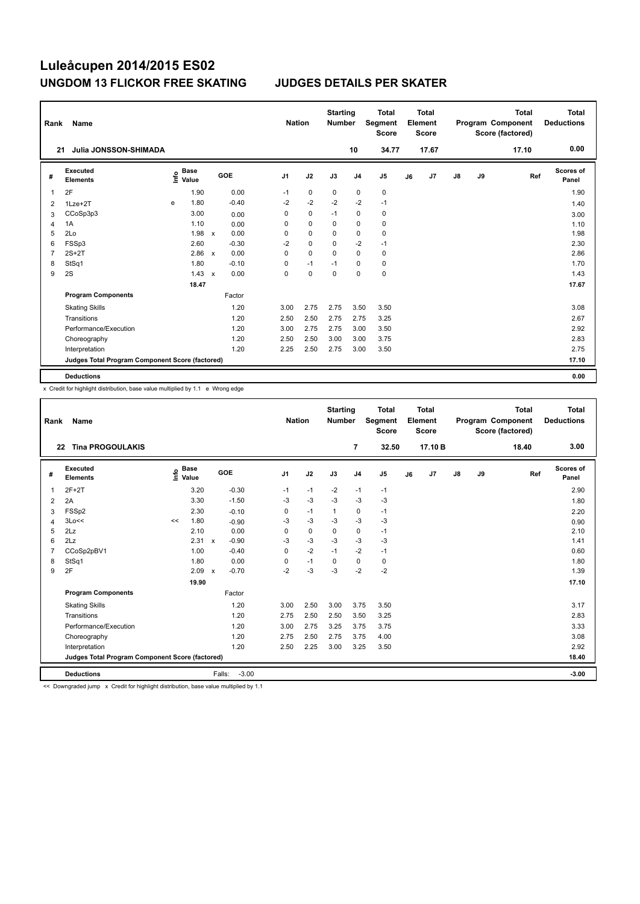# Luleåcupen 2014/2015 ES02

## UNGDOM 13 FLICKOR FREE SKATING JUDGES DETAILS PER SKATER

| Rank | Name | Nation | Starting Number | Total Segment Score | Total Element Score | Total Program Component Score (factored) | Total Deductions |
|---|---|---|---|---|---|---|---|
| 21 | Julia JONSSON-SHIMADA | | 10 | 34.77 | 17.67 | 17.10 | 0.00 |

| # | Executed Elements | Info | Base Value | | GOE | J1 | J2 | J3 | J4 | J5 | J6 | J7 | J8 | J9 | Ref | Scores of Panel |
|---|---|---|---|---|---|---|---|---|---|---|---|---|---|---|---|---|
| 1 | 2F | | 1.90 | | 0.00 | -1 | 0 | 0 | 0 | 0 | | | | | | 1.90 |
| 2 | 1Lze+2T | e | 1.80 | | -0.40 | -2 | -2 | -2 | -2 | -1 | | | | | | 1.40 |
| 3 | CCoSp3p3 | | 3.00 | | 0.00 | 0 | 0 | -1 | 0 | 0 | | | | | | 3.00 |
| 4 | 1A | | 1.10 | | 0.00 | 0 | 0 | 0 | 0 | 0 | | | | | | 1.10 |
| 5 | 2Lo | | 1.98 | x | 0.00 | 0 | 0 | 0 | 0 | 0 | | | | | | 1.98 |
| 6 | FSSp3 | | 2.60 | | -0.30 | -2 | 0 | 0 | -2 | -1 | | | | | | 2.30 |
| 7 | 2S+2T | | 2.86 | x | 0.00 | 0 | 0 | 0 | 0 | 0 | | | | | | 2.86 |
| 8 | StSq1 | | 1.80 | | -0.10 | 0 | -1 | -1 | 0 | 0 | | | | | | 1.70 |
| 9 | 2S | | 1.43 | x | 0.00 | 0 | 0 | 0 | 0 | 0 | | | | | | 1.43 |
| | | | 18.47 | | | | | | | | | | | | | 17.67 |
| | **Program Components** | | | | Factor | | | | | | | | | | | |
| | Skating Skills | | | | 1.20 | 3.00 | 2.75 | 2.75 | 3.50 | 3.50 | | | | | | 3.08 |
| | Transitions | | | | 1.20 | 2.50 | 2.50 | 2.75 | 2.75 | 3.25 | | | | | | 2.67 |
| | Performance/Execution | | | | 1.20 | 3.00 | 2.75 | 2.75 | 3.00 | 3.50 | | | | | | 2.92 |
| | Choreography | | | | 1.20 | 2.50 | 2.50 | 3.00 | 3.00 | 3.75 | | | | | | 2.83 |
| | Interpretation | | | | 1.20 | 2.25 | 2.50 | 2.75 | 3.00 | 3.50 | | | | | | 2.75 |
| | Judges Total Program Component Score (factored) | | | | | | | | | | | | | | | 17.10 |
| | **Deductions** | | | | | | | | | | | | | | | 0.00 |

x Credit for highlight distribution, base value multiplied by 1.1 e Wrong edge

| Rank | Name | Nation | Starting Number | Total Segment Score | Total Element Score | Total Program Component Score (factored) | Total Deductions |
|---|---|---|---|---|---|---|---|
| 22 | Tina PROGOULAKIS | | 7 | 32.50 | 17.10 B | 18.40 | 3.00 |

| # | Executed Elements | Info | Base Value | | GOE | J1 | J2 | J3 | J4 | J5 | J6 | J7 | J8 | J9 | Ref | Scores of Panel |
|---|---|---|---|---|---|---|---|---|---|---|---|---|---|---|---|---|
| 1 | 2F+2T | | 3.20 | | -0.30 | -1 | -1 | -2 | -1 | -1 | | | | | | 2.90 |
| 2 | 2A | | 3.30 | | -1.50 | -3 | -3 | -3 | -3 | -3 | | | | | | 1.80 |
| 3 | FSSp2 | | 2.30 | | -0.10 | 0 | -1 | 1 | 0 | -1 | | | | | | 2.20 |
| 4 | 3Lo<< | << | 1.80 | | -0.90 | -3 | -3 | -3 | -3 | -3 | | | | | | 0.90 |
| 5 | 2Lz | | 2.10 | | 0.00 | 0 | 0 | 0 | 0 | -1 | | | | | | 2.10 |
| 6 | 2Lz | | 2.31 | x | -0.90 | -3 | -3 | -3 | -3 | -3 | | | | | | 1.41 |
| 7 | CCoSp2pBV1 | | 1.00 | | -0.40 | 0 | -2 | -1 | -2 | -1 | | | | | | 0.60 |
| 8 | StSq1 | | 1.80 | | 0.00 | 0 | -1 | 0 | 0 | 0 | | | | | | 1.80 |
| 9 | 2F | | 2.09 | x | -0.70 | -2 | -3 | -3 | -2 | -2 | | | | | | 1.39 |
| | | | 19.90 | | | | | | | | | | | | | 17.10 |
| | **Program Components** | | | | Factor | | | | | | | | | | | |
| | Skating Skills | | | | 1.20 | 3.00 | 2.50 | 3.00 | 3.75 | 3.50 | | | | | | 3.17 |
| | Transitions | | | | 1.20 | 2.75 | 2.50 | 2.50 | 3.50 | 3.25 | | | | | | 2.83 |
| | Performance/Execution | | | | 1.20 | 3.00 | 2.75 | 3.25 | 3.75 | 3.75 | | | | | | 3.33 |
| | Choreography | | | | 1.20 | 2.75 | 2.50 | 2.75 | 3.75 | 4.00 | | | | | | 3.08 |
| | Interpretation | | | | 1.20 | 2.50 | 2.25 | 3.00 | 3.25 | 3.50 | | | | | | 2.92 |
| | Judges Total Program Component Score (factored) | | | | | | | | | | | | | | | 18.40 |
| | **Deductions** | | | Falls: | -3.00 | | | | | | | | | | | -3.00 |

<< Downgraded jump x Credit for highlight distribution, base value multiplied by 1.1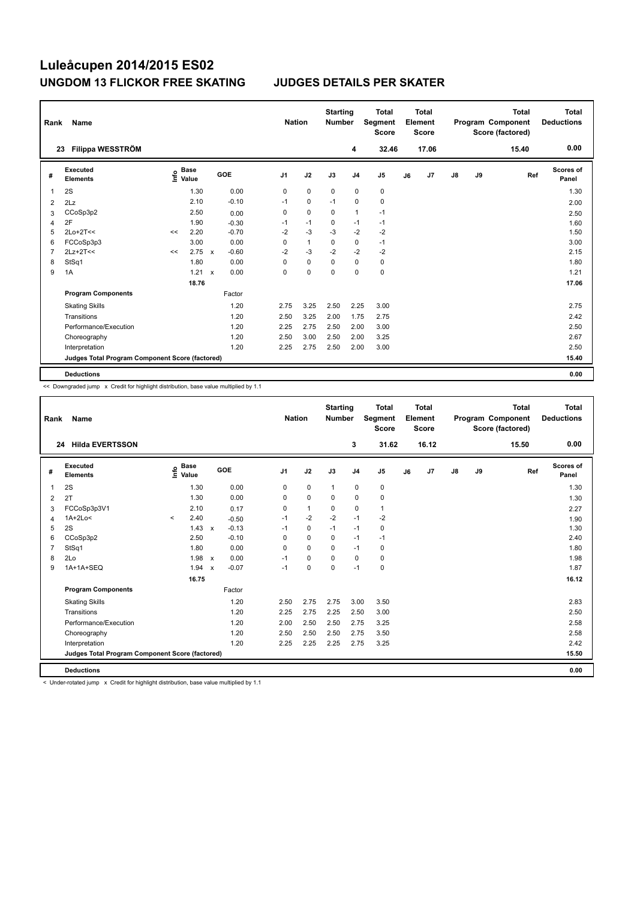# Luleåcupen 2014/2015 ES02

## UNGDOM 13 FLICKOR FREE SKATING JUDGES DETAILS PER SKATER

| Rank | Name | Nation | Starting Number | Total Segment Score | Total Element Score | Total Program Component Score (factored) | Total Deductions |
|---|---|---|---|---|---|---|---|
| 23 | Filippa WESSTRÖM | | 4 | 32.46 | 17.06 | 15.40 | 0.00 |

| # | Executed Elements | Info | Base Value | | GOE | J1 | J2 | J3 | J4 | J5 | J6 | J7 | J8 | J9 | Ref | Scores of Panel |
|---|---|---|---|---|---|---|---|---|---|---|---|---|---|---|---|---|
| 1 | 2S | | 1.30 | | 0.00 | 0 | 0 | 0 | 0 | 0 | | | | | | 1.30 |
| 2 | 2Lz | | 2.10 | | -0.10 | -1 | 0 | -1 | 0 | 0 | | | | | | 2.00 |
| 3 | CCoSp3p2 | | 2.50 | | 0.00 | 0 | 0 | 0 | 1 | -1 | | | | | | 2.50 |
| 4 | 2F | | 1.90 | | -0.30 | -1 | -1 | 0 | -1 | -1 | | | | | | 1.60 |
| 5 | 2Lo+2T<< | << | 2.20 | | -0.70 | -2 | -3 | -3 | -2 | -2 | | | | | | 1.50 |
| 6 | FCCoSp3p3 | | 3.00 | | 0.00 | 0 | 1 | 0 | 0 | -1 | | | | | | 3.00 |
| 7 | 2Lz+2T<< | << | 2.75 | x | -0.60 | -2 | -3 | -2 | -2 | -2 | | | | | | 2.15 |
| 8 | StSq1 | | 1.80 | | 0.00 | 0 | 0 | 0 | 0 | 0 | | | | | | 1.80 |
| 9 | 1A | | 1.21 | x | 0.00 | 0 | 0 | 0 | 0 | 0 | | | | | | 1.21 |
| | | | 18.76 | | | | | | | | | | | | | 17.06 |
| | **Program Components** | | | | Factor | | | | | | | | | | | |
| | Skating Skills | | | | 1.20 | 2.75 | 3.25 | 2.50 | 2.25 | 3.00 | | | | | | 2.75 |
| | Transitions | | | | 1.20 | 2.50 | 3.25 | 2.00 | 1.75 | 2.75 | | | | | | 2.42 |
| | Performance/Execution | | | | 1.20 | 2.25 | 2.75 | 2.50 | 2.00 | 3.00 | | | | | | 2.50 |
| | Choreography | | | | 1.20 | 2.50 | 3.00 | 2.50 | 2.00 | 3.25 | | | | | | 2.67 |
| | Interpretation | | | | 1.20 | 2.25 | 2.75 | 2.50 | 2.00 | 3.00 | | | | | | 2.50 |
| | Judges Total Program Component Score (factored) | | | | | | | | | | | | | | | 15.40 |
| | **Deductions** | | | | | | | | | | | | | | | 0.00 |

<< Downgraded jump x Credit for highlight distribution, base value multiplied by 1.1

| Rank | Name | Nation | Starting Number | Total Segment Score | Total Element Score | Total Program Component Score (factored) | Total Deductions |
|---|---|---|---|---|---|---|---|
| 24 | Hilda EVERTSSON | | 3 | 31.62 | 16.12 | 15.50 | 0.00 |

| # | Executed Elements | Info | Base Value | | GOE | J1 | J2 | J3 | J4 | J5 | J6 | J7 | J8 | J9 | Ref | Scores of Panel |
|---|---|---|---|---|---|---|---|---|---|---|---|---|---|---|---|---|
| 1 | 2S | | 1.30 | | 0.00 | 0 | 0 | 1 | 0 | 0 | | | | | | 1.30 |
| 2 | 2T | | 1.30 | | 0.00 | 0 | 0 | 0 | 0 | 0 | | | | | | 1.30 |
| 3 | FCCoSp3p3V1 | | 2.10 | | 0.17 | 0 | 1 | 0 | 0 | 1 | | | | | | 2.27 |
| 4 | 1A+2Lo< | < | 2.40 | | -0.50 | -1 | -2 | -2 | -1 | -2 | | | | | | 1.90 |
| 5 | 2S | | 1.43 | x | -0.13 | -1 | 0 | -1 | -1 | 0 | | | | | | 1.30 |
| 6 | CCoSp3p2 | | 2.50 | | -0.10 | 0 | 0 | 0 | -1 | -1 | | | | | | 2.40 |
| 7 | StSq1 | | 1.80 | | 0.00 | 0 | 0 | 0 | -1 | 0 | | | | | | 1.80 |
| 8 | 2Lo | | 1.98 | x | 0.00 | -1 | 0 | 0 | 0 | 0 | | | | | | 1.98 |
| 9 | 1A+1A+SEQ | | 1.94 | x | -0.07 | -1 | 0 | 0 | -1 | 0 | | | | | | 1.87 |
| | | | 16.75 | | | | | | | | | | | | | 16.12 |
| | **Program Components** | | | | Factor | | | | | | | | | | | |
| | Skating Skills | | | | 1.20 | 2.50 | 2.75 | 2.75 | 3.00 | 3.50 | | | | | | 2.83 |
| | Transitions | | | | 1.20 | 2.25 | 2.75 | 2.25 | 2.50 | 3.00 | | | | | | 2.50 |
| | Performance/Execution | | | | 1.20 | 2.00 | 2.50 | 2.50 | 2.75 | 3.25 | | | | | | 2.58 |
| | Choreography | | | | 1.20 | 2.50 | 2.50 | 2.50 | 2.75 | 3.50 | | | | | | 2.58 |
| | Interpretation | | | | 1.20 | 2.25 | 2.25 | 2.25 | 2.75 | 3.25 | | | | | | 2.42 |
| | Judges Total Program Component Score (factored) | | | | | | | | | | | | | | | 15.50 |
| | **Deductions** | | | | | | | | | | | | | | | 0.00 |

< Under-rotated jump x Credit for highlight distribution, base value multiplied by 1.1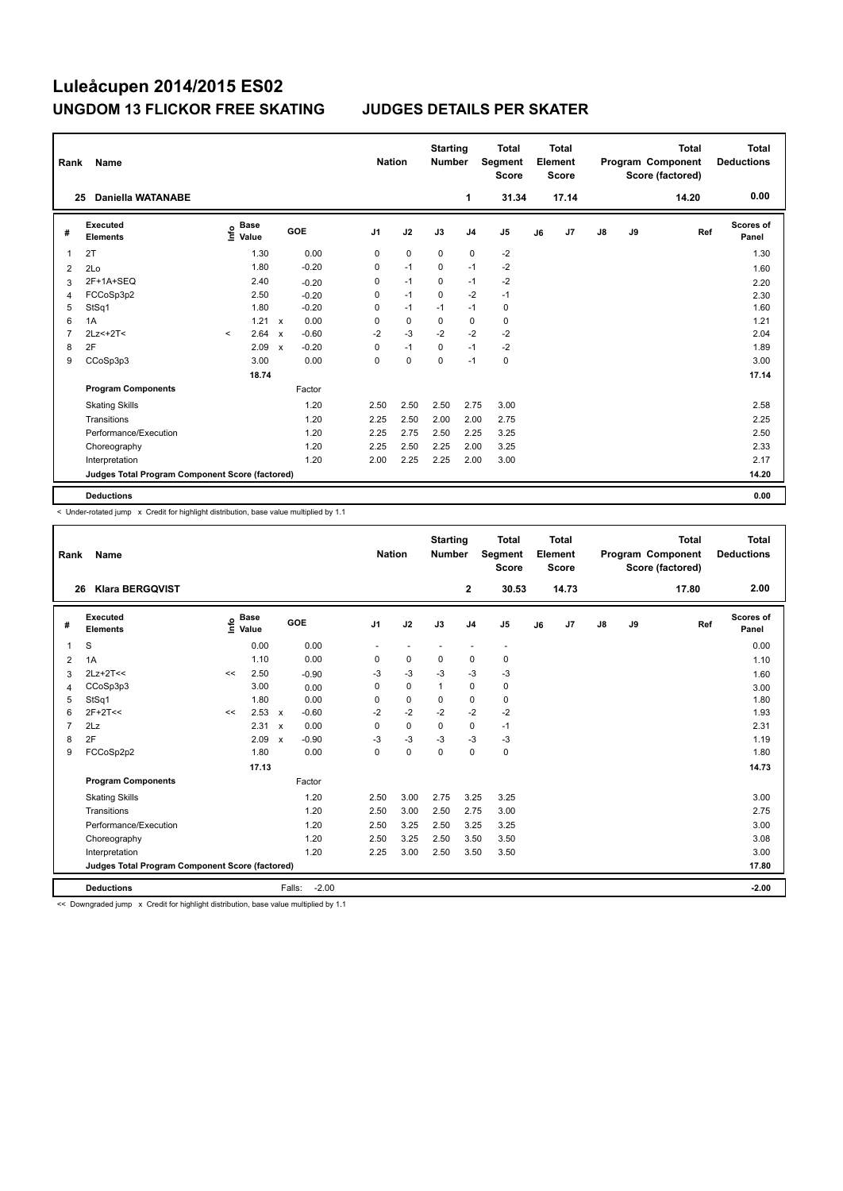# Luleåcupen 2014/2015 ES02

## UNGDOM 13 FLICKOR FREE SKATING — JUDGES DETAILS PER SKATER

| Rank | Name | Nation | Starting Number | Total Segment Score | Total Element Score | Total Program Component Score (factored) | Total Deductions |
|---|---|---|---|---|---|---|---|
| 25 | Daniella WATANABE | | 1 | 31.34 | 17.14 | 14.20 | 0.00 |

| # | Executed Elements | Info | Base Value | | GOE | J1 | J2 | J3 | J4 | J5 | J6 | J7 | J8 | J9 | Ref | Scores of Panel |
|---|---|---|---|---|---|---|---|---|---|---|---|---|---|---|---|---|
| 1 | 2T | | 1.30 | | 0.00 | 0 | 0 | 0 | 0 | -2 | | | | | | 1.30 |
| 2 | 2Lo | | 1.80 | | -0.20 | 0 | -1 | 0 | -1 | -2 | | | | | | 1.60 |
| 3 | 2F+1A+SEQ | | 2.40 | | -0.20 | 0 | -1 | 0 | -1 | -2 | | | | | | 2.20 |
| 4 | FCCoSp3p2 | | 2.50 | | -0.20 | 0 | -1 | 0 | -2 | -1 | | | | | | 2.30 |
| 5 | StSq1 | | 1.80 | | -0.20 | 0 | -1 | -1 | -1 | 0 | | | | | | 1.60 |
| 6 | 1A | | 1.21 | x | 0.00 | 0 | 0 | 0 | 0 | 0 | | | | | | 1.21 |
| 7 | 2Lz<+2T< | < | 2.64 | x | -0.60 | -2 | -3 | -2 | -2 | -2 | | | | | | 2.04 |
| 8 | 2F | | 2.09 | x | -0.20 | 0 | -1 | 0 | -1 | -2 | | | | | | 1.89 |
| 9 | CCoSp3p3 | | 3.00 | | 0.00 | 0 | 0 | 0 | -1 | 0 | | | | | | 3.00 |
| | | | 18.74 | | | | | | | | | | | | | 17.14 |
| | **Program Components** | | | | Factor | | | | | | | | | | | |
| | Skating Skills | | | | 1.20 | 2.50 | 2.50 | 2.50 | 2.75 | 3.00 | | | | | | 2.58 |
| | Transitions | | | | 1.20 | 2.25 | 2.50 | 2.00 | 2.00 | 2.75 | | | | | | 2.25 |
| | Performance/Execution | | | | 1.20 | 2.25 | 2.75 | 2.50 | 2.25 | 3.25 | | | | | | 2.50 |
| | Choreography | | | | 1.20 | 2.25 | 2.50 | 2.25 | 2.00 | 3.25 | | | | | | 2.33 |
| | Interpretation | | | | 1.20 | 2.00 | 2.25 | 2.25 | 2.00 | 3.00 | | | | | | 2.17 |
| | **Judges Total Program Component Score (factored)** | | | | | | | | | | | | | | | 14.20 |
| | **Deductions** | | | | | | | | | | | | | | | 0.00 |

< Under-rotated jump x Credit for highlight distribution, base value multiplied by 1.1

| Rank | Name | Nation | Starting Number | Total Segment Score | Total Element Score | Total Program Component Score (factored) | Total Deductions |
|---|---|---|---|---|---|---|---|
| 26 | Klara BERGQVIST | | 2 | 30.53 | 14.73 | 17.80 | 2.00 |

| # | Executed Elements | Info | Base Value | | GOE | J1 | J2 | J3 | J4 | J5 | J6 | J7 | J8 | J9 | Ref | Scores of Panel |
|---|---|---|---|---|---|---|---|---|---|---|---|---|---|---|---|---|
| 1 | S | | 0.00 | | 0.00 | - | - | - | - | - | | | | | | 0.00 |
| 2 | 1A | | 1.10 | | 0.00 | 0 | 0 | 0 | 0 | 0 | | | | | | 1.10 |
| 3 | 2Lz+2T<< | << | 2.50 | | -0.90 | -3 | -3 | -3 | -3 | -3 | | | | | | 1.60 |
| 4 | CCoSp3p3 | | 3.00 | | 0.00 | 0 | 0 | 1 | 0 | 0 | | | | | | 3.00 |
| 5 | StSq1 | | 1.80 | | 0.00 | 0 | 0 | 0 | 0 | 0 | | | | | | 1.80 |
| 6 | 2F+2T<< | << | 2.53 | x | -0.60 | -2 | -2 | -2 | -2 | -2 | | | | | | 1.93 |
| 7 | 2Lz | | 2.31 | x | 0.00 | 0 | 0 | 0 | 0 | -1 | | | | | | 2.31 |
| 8 | 2F | | 2.09 | x | -0.90 | -3 | -3 | -3 | -3 | -3 | | | | | | 1.19 |
| 9 | FCCoSp2p2 | | 1.80 | | 0.00 | 0 | 0 | 0 | 0 | 0 | | | | | | 1.80 |
| | | | 17.13 | | | | | | | | | | | | | 14.73 |
| | **Program Components** | | | | Factor | | | | | | | | | | | |
| | Skating Skills | | | | 1.20 | 2.50 | 3.00 | 2.75 | 3.25 | 3.25 | | | | | | 3.00 |
| | Transitions | | | | 1.20 | 2.50 | 3.00 | 2.50 | 2.75 | 3.00 | | | | | | 2.75 |
| | Performance/Execution | | | | 1.20 | 2.50 | 3.25 | 2.50 | 3.25 | 3.25 | | | | | | 3.00 |
| | Choreography | | | | 1.20 | 2.50 | 3.25 | 2.50 | 3.50 | 3.50 | | | | | | 3.08 |
| | Interpretation | | | | 1.20 | 2.25 | 3.00 | 2.50 | 3.50 | 3.50 | | | | | | 3.00 |
| | **Judges Total Program Component Score (factored)** | | | | | | | | | | | | | | | 17.80 |
| | **Deductions** | | | Falls: | -2.00 | | | | | | | | | | | -2.00 |

<< Downgraded jump x Credit for highlight distribution, base value multiplied by 1.1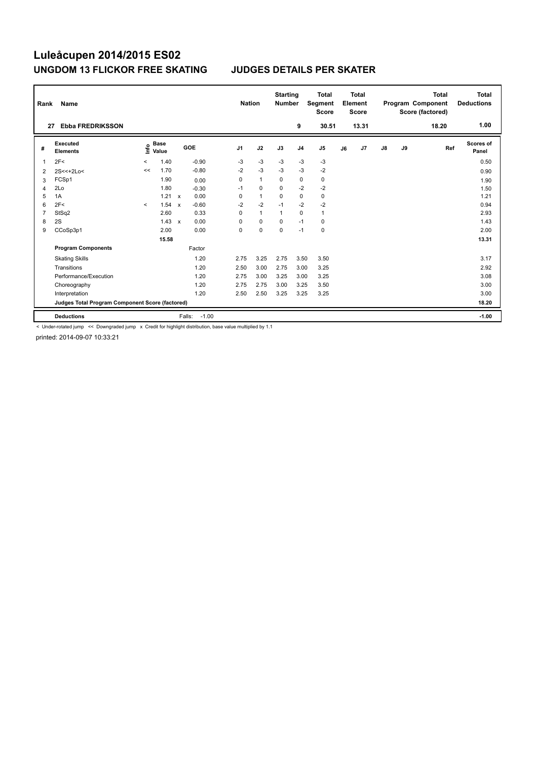# Luleåcupen 2014/2015 ES02

## UNGDOM 13 FLICKOR FREE SKATING JUDGES DETAILS PER SKATER

| Rank | Name | Nation | Starting Number | Total Segment Score | Total Element Score | Total Program Component Score (factored) | Total Deductions |
|---|---|---|---|---|---|---|---|
| 27 | Ebba FREDRIKSSON | | 9 | 30.51 | 13.31 | 18.20 | 1.00 |

| # | Executed Elements | Info | Base Value | | GOE | J1 | J2 | J3 | J4 | J5 | J6 | J7 | J8 | J9 | Ref | Scores of Panel |
|---|---|---|---|---|---|---|---|---|---|---|---|---|---|---|---|---|
| 1 | 2F< | < | 1.40 | | -0.90 | -3 | -3 | -3 | -3 | -3 | | | | | | 0.50 |
| 2 | 2S<<+2Lo< | << | 1.70 | | -0.80 | -2 | -3 | -3 | -3 | -2 | | | | | | 0.90 |
| 3 | FCSp1 | | 1.90 | | 0.00 | 0 | 1 | 0 | 0 | 0 | | | | | | 1.90 |
| 4 | 2Lo | | 1.80 | | -0.30 | -1 | 0 | 0 | -2 | -2 | | | | | | 1.50 |
| 5 | 1A | | 1.21 | x | 0.00 | 0 | 1 | 0 | 0 | 0 | | | | | | 1.21 |
| 6 | 2F< | < | 1.54 | x | -0.60 | -2 | -2 | -1 | -2 | -2 | | | | | | 0.94 |
| 7 | StSq2 | | 2.60 | | 0.33 | 0 | 1 | 1 | 0 | 1 | | | | | | 2.93 |
| 8 | 2S | | 1.43 | x | 0.00 | 0 | 0 | 0 | -1 | 0 | | | | | | 1.43 |
| 9 | CCoSp3p1 | | 2.00 | | 0.00 | 0 | 0 | 0 | -1 | 0 | | | | | | 2.00 |
| | | | 15.58 | | | | | | | | | | | | | 13.31 |
| | **Program Components** | | | | Factor | | | | | | | | | | | |
| | Skating Skills | | | | 1.20 | 2.75 | 3.25 | 2.75 | 3.50 | 3.50 | | | | | | 3.17 |
| | Transitions | | | | 1.20 | 2.50 | 3.00 | 2.75 | 3.00 | 3.25 | | | | | | 2.92 |
| | Performance/Execution | | | | 1.20 | 2.75 | 3.00 | 3.25 | 3.00 | 3.25 | | | | | | 3.08 |
| | Choreography | | | | 1.20 | 2.75 | 2.75 | 3.00 | 3.25 | 3.50 | | | | | | 3.00 |
| | Interpretation | | | | 1.20 | 2.50 | 2.50 | 3.25 | 3.25 | 3.25 | | | | | | 3.00 |
| | **Judges Total Program Component Score (factored)** | | | | | | | | | | | | | | | 18.20 |
| | **Deductions** | | | | Falls: -1.00 | | | | | | | | | | | -1.00 |

< Under-rotated jump << Downgraded jump x Credit for highlight distribution, base value multiplied by 1.1

printed: 2014-09-07 10:33:21